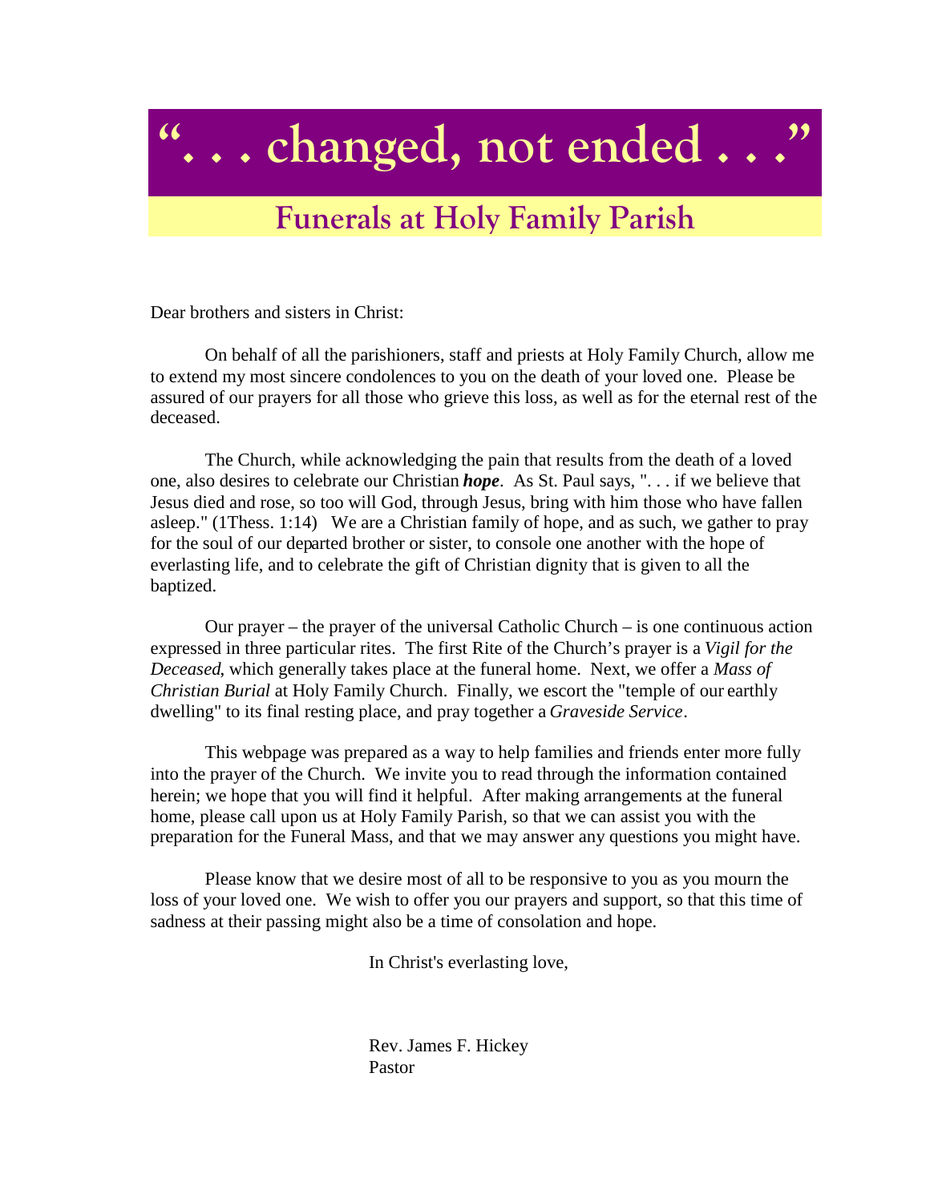# ". . . changed, not ended . . ."

## Funerals at Holy Family Parish

Dear brothers and sisters in Christ:

On behalf of all the parishioners, staff and priests at Holy Family Church, allow me to extend my most sincere condolences to you on the death of your loved one. Please be assured of our prayers for all those who grieve this loss, as well as for the eternal rest of the deceased.

The Church, while acknowledging the pain that results from the death of a loved one, also desires to celebrate our Christian ***hope***. As St. Paul says, ". . . if we believe that Jesus died and rose, so too will God, through Jesus, bring with him those who have fallen asleep." (1Thess. 1:14) We are a Christian family of hope, and as such, we gather to pray for the soul of our departed brother or sister, to console one another with the hope of everlasting life, and to celebrate the gift of Christian dignity that is given to all the baptized.

Our prayer – the prayer of the universal Catholic Church – is one continuous action expressed in three particular rites. The first Rite of the Church's prayer is a *Vigil for the Deceased*, which generally takes place at the funeral home. Next, we offer a *Mass of Christian Burial* at Holy Family Church. Finally, we escort the "temple of our earthly dwelling" to its final resting place, and pray together a *Graveside Service*.

This webpage was prepared as a way to help families and friends enter more fully into the prayer of the Church. We invite you to read through the information contained herein; we hope that you will find it helpful. After making arrangements at the funeral home, please call upon us at Holy Family Parish, so that we can assist you with the preparation for the Funeral Mass, and that we may answer any questions you might have.

Please know that we desire most of all to be responsive to you as you mourn the loss of your loved one. We wish to offer you our prayers and support, so that this time of sadness at their passing might also be a time of consolation and hope.

In Christ's everlasting love,

Rev. James F. Hickey
Pastor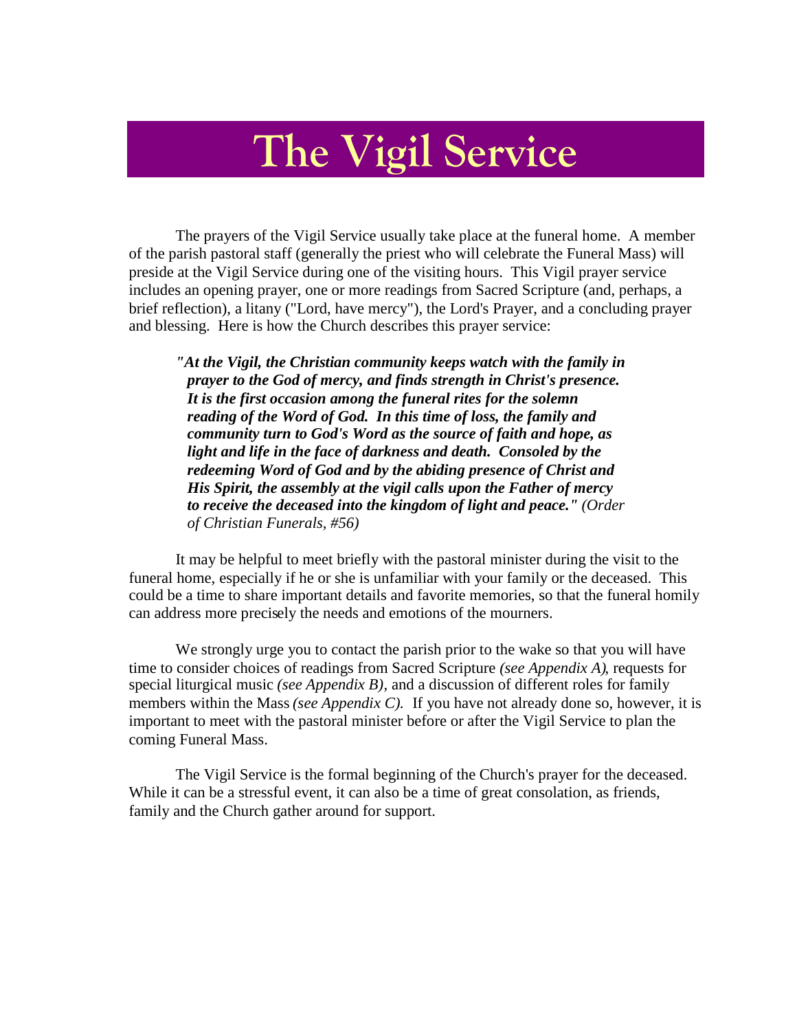# The Vigil Service

The prayers of the Vigil Service usually take place at the funeral home. A member of the parish pastoral staff (generally the priest who will celebrate the Funeral Mass) will preside at the Vigil Service during one of the visiting hours. This Vigil prayer service includes an opening prayer, one or more readings from Sacred Scripture (and, perhaps, a brief reflection), a litany ("Lord, have mercy"), the Lord's Prayer, and a concluding prayer and blessing. Here is how the Church describes this prayer service:

> ***"At the Vigil, the Christian community keeps watch with the family in prayer to the God of mercy, and finds strength in Christ's presence. It is the first occasion among the funeral rites for the solemn reading of the Word of God. In this time of loss, the family and community turn to God's Word as the source of faith and hope, as light and life in the face of darkness and death. Consoled by the redeeming Word of God and by the abiding presence of Christ and His Spirit, the assembly at the vigil calls upon the Father of mercy to receive the deceased into the kingdom of light and peace."*** *(Order of Christian Funerals, #56)*

It may be helpful to meet briefly with the pastoral minister during the visit to the funeral home, especially if he or she is unfamiliar with your family or the deceased. This could be a time to share important details and favorite memories, so that the funeral homily can address more precisely the needs and emotions of the mourners.

We strongly urge you to contact the parish prior to the wake so that you will have time to consider choices of readings from Sacred Scripture *(see Appendix A)*, requests for special liturgical music *(see Appendix B)*, and a discussion of different roles for family members within the Mass *(see Appendix C)*. If you have not already done so, however, it is important to meet with the pastoral minister before or after the Vigil Service to plan the coming Funeral Mass.

The Vigil Service is the formal beginning of the Church's prayer for the deceased. While it can be a stressful event, it can also be a time of great consolation, as friends, family and the Church gather around for support.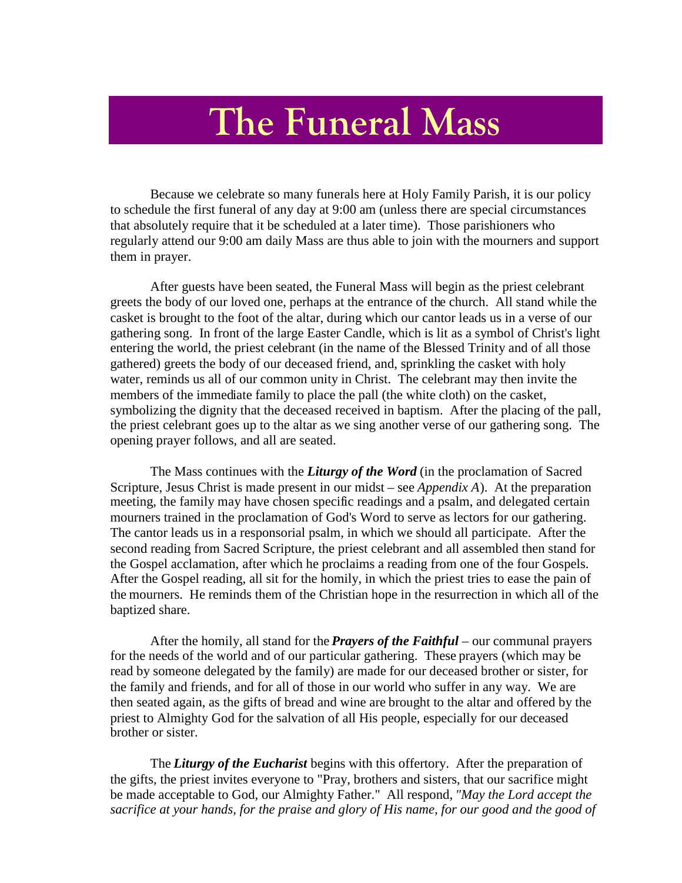# The Funeral Mass

Because we celebrate so many funerals here at Holy Family Parish, it is our policy to schedule the first funeral of any day at 9:00 am (unless there are special circumstances that absolutely require that it be scheduled at a later time). Those parishioners who regularly attend our 9:00 am daily Mass are thus able to join with the mourners and support them in prayer.

After guests have been seated, the Funeral Mass will begin as the priest celebrant greets the body of our loved one, perhaps at the entrance of the church. All stand while the casket is brought to the foot of the altar, during which our cantor leads us in a verse of our gathering song. In front of the large Easter Candle, which is lit as a symbol of Christ's light entering the world, the priest celebrant (in the name of the Blessed Trinity and of all those gathered) greets the body of our deceased friend, and, sprinkling the casket with holy water, reminds us all of our common unity in Christ. The celebrant may then invite the members of the immediate family to place the pall (the white cloth) on the casket, symbolizing the dignity that the deceased received in baptism. After the placing of the pall, the priest celebrant goes up to the altar as we sing another verse of our gathering song. The opening prayer follows, and all are seated.

The Mass continues with the ***Liturgy of the Word*** (in the proclamation of Sacred Scripture, Jesus Christ is made present in our midst – see *Appendix A*). At the preparation meeting, the family may have chosen specific readings and a psalm, and delegated certain mourners trained in the proclamation of God's Word to serve as lectors for our gathering. The cantor leads us in a responsorial psalm, in which we should all participate. After the second reading from Sacred Scripture, the priest celebrant and all assembled then stand for the Gospel acclamation, after which he proclaims a reading from one of the four Gospels. After the Gospel reading, all sit for the homily, in which the priest tries to ease the pain of the mourners. He reminds them of the Christian hope in the resurrection in which all of the baptized share.

After the homily, all stand for the ***Prayers of the Faithful*** – our communal prayers for the needs of the world and of our particular gathering. These prayers (which may be read by someone delegated by the family) are made for our deceased brother or sister, for the family and friends, and for all of those in our world who suffer in any way. We are then seated again, as the gifts of bread and wine are brought to the altar and offered by the priest to Almighty God for the salvation of all His people, especially for our deceased brother or sister.

The ***Liturgy of the Eucharist*** begins with this offertory. After the preparation of the gifts, the priest invites everyone to "Pray, brothers and sisters, that our sacrifice might be made acceptable to God, our Almighty Father." All respond, *"May the Lord accept the sacrifice at your hands, for the praise and glory of His name, for our good and the good of*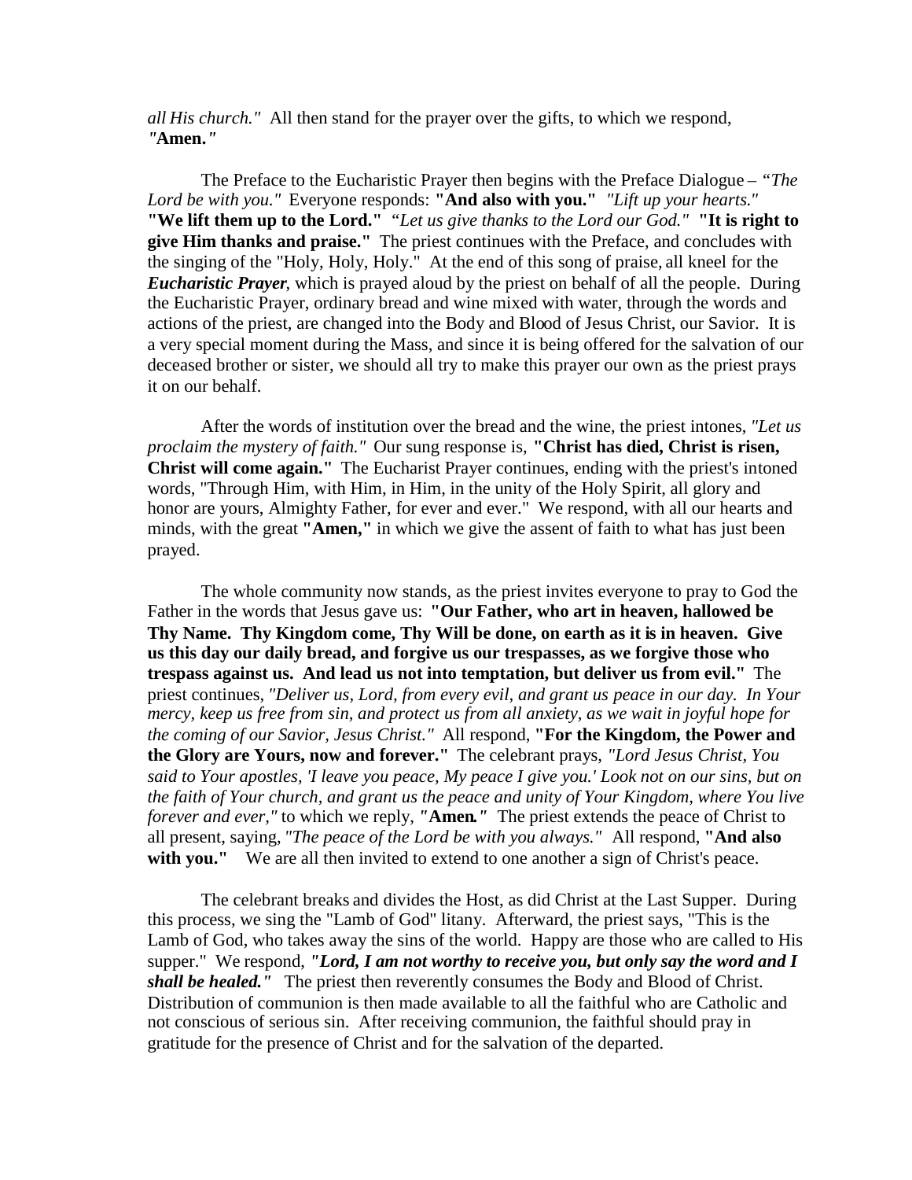*all His church."* All then stand for the prayer over the gifts, to which we respond, *"***Amen.***"*

The Preface to the Eucharistic Prayer then begins with the Preface Dialogue – *"The Lord be with you."* Everyone responds: **"And also with you."** *"Lift up your hearts."* **"We lift them up to the Lord."** *"Let us give thanks to the Lord our God."* **"It is right to give Him thanks and praise."** The priest continues with the Preface, and concludes with the singing of the "Holy, Holy, Holy." At the end of this song of praise, all kneel for the ***Eucharistic Prayer***, which is prayed aloud by the priest on behalf of all the people. During the Eucharistic Prayer, ordinary bread and wine mixed with water, through the words and actions of the priest, are changed into the Body and Blood of Jesus Christ, our Savior. It is a very special moment during the Mass, and since it is being offered for the salvation of our deceased brother or sister, we should all try to make this prayer our own as the priest prays it on our behalf.

After the words of institution over the bread and the wine, the priest intones, *"Let us proclaim the mystery of faith."* Our sung response is, **"Christ has died, Christ is risen, Christ will come again."** The Eucharist Prayer continues, ending with the priest's intoned words, "Through Him, with Him, in Him, in the unity of the Holy Spirit, all glory and honor are yours, Almighty Father, for ever and ever." We respond, with all our hearts and minds, with the great **"Amen,"** in which we give the assent of faith to what has just been prayed.

The whole community now stands, as the priest invites everyone to pray to God the Father in the words that Jesus gave us: **"Our Father, who art in heaven, hallowed be Thy Name. Thy Kingdom come, Thy Will be done, on earth as it is in heaven. Give us this day our daily bread, and forgive us our trespasses, as we forgive those who trespass against us. And lead us not into temptation, but deliver us from evil."** The priest continues, *"Deliver us, Lord, from every evil, and grant us peace in our day. In Your mercy, keep us free from sin, and protect us from all anxiety, as we wait in joyful hope for the coming of our Savior, Jesus Christ."* All respond, **"For the Kingdom, the Power and the Glory are Yours, now and forever."** The celebrant prays, *"Lord Jesus Christ, You said to Your apostles, 'I leave you peace, My peace I give you.' Look not on our sins, but on the faith of Your church, and grant us the peace and unity of Your Kingdom, where You live forever and ever,"* to which we reply, *"***Amen.***"* The priest extends the peace of Christ to all present, saying, *"The peace of the Lord be with you always."* All respond, **"And also with you."** We are all then invited to extend to one another a sign of Christ's peace.

The celebrant breaks and divides the Host, as did Christ at the Last Supper. During this process, we sing the "Lamb of God" litany. Afterward, the priest says, "This is the Lamb of God, who takes away the sins of the world. Happy are those who are called to His supper." We respond, ***"Lord, I am not worthy to receive you, but only say the word and I shall be healed."*** The priest then reverently consumes the Body and Blood of Christ. Distribution of communion is then made available to all the faithful who are Catholic and not conscious of serious sin. After receiving communion, the faithful should pray in gratitude for the presence of Christ and for the salvation of the departed.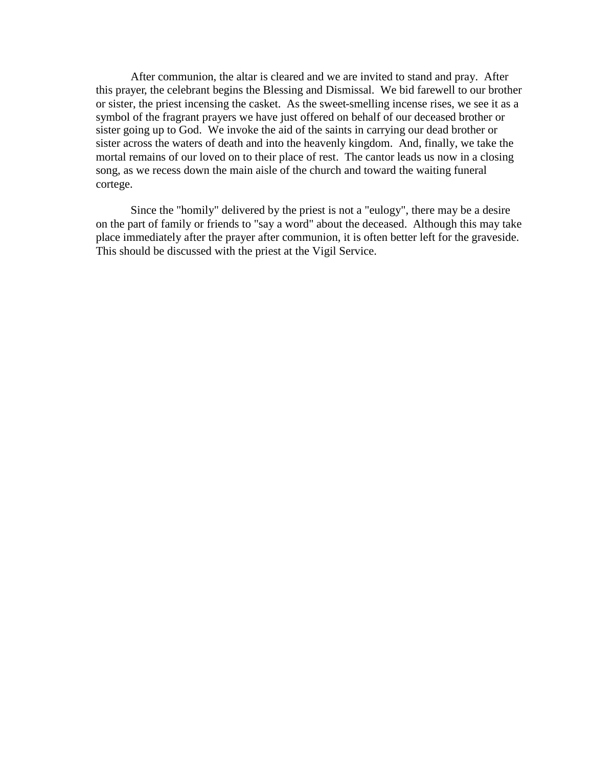After communion, the altar is cleared and we are invited to stand and pray. After this prayer, the celebrant begins the Blessing and Dismissal. We bid farewell to our brother or sister, the priest incensing the casket. As the sweet-smelling incense rises, we see it as a symbol of the fragrant prayers we have just offered on behalf of our deceased brother or sister going up to God. We invoke the aid of the saints in carrying our dead brother or sister across the waters of death and into the heavenly kingdom. And, finally, we take the mortal remains of our loved on to their place of rest. The cantor leads us now in a closing song, as we recess down the main aisle of the church and toward the waiting funeral cortege.

Since the "homily" delivered by the priest is not a "eulogy", there may be a desire on the part of family or friends to "say a word" about the deceased. Although this may take place immediately after the prayer after communion, it is often better left for the graveside. This should be discussed with the priest at the Vigil Service.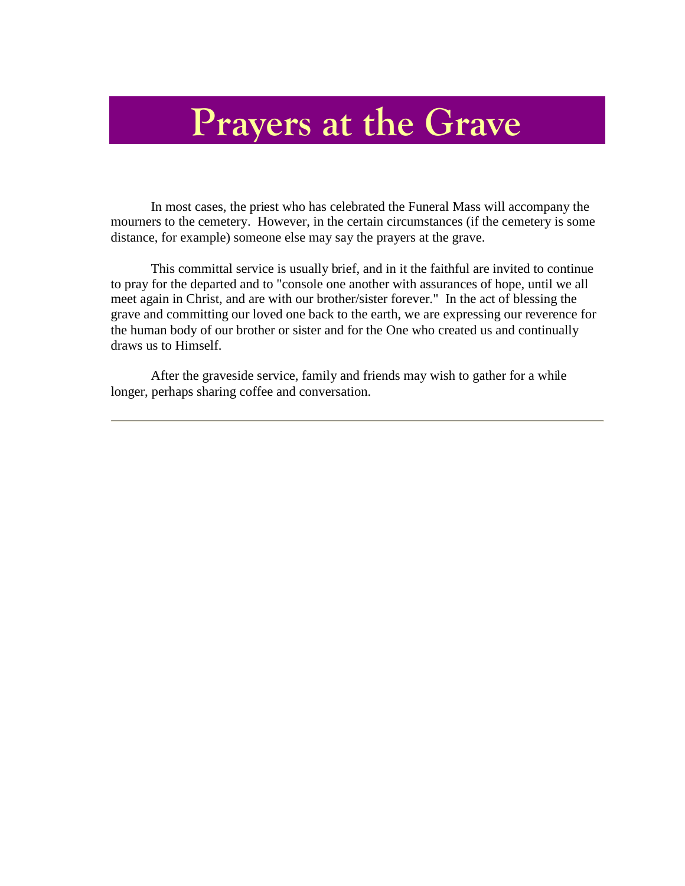# Prayers at the Grave

In most cases, the priest who has celebrated the Funeral Mass will accompany the mourners to the cemetery. However, in the certain circumstances (if the cemetery is some distance, for example) someone else may say the prayers at the grave.

This committal service is usually brief, and in it the faithful are invited to continue to pray for the departed and to "console one another with assurances of hope, until we all meet again in Christ, and are with our brother/sister forever." In the act of blessing the grave and committing our loved one back to the earth, we are expressing our reverence for the human body of our brother or sister and for the One who created us and continually draws us to Himself.

After the graveside service, family and friends may wish to gather for a while longer, perhaps sharing coffee and conversation.

---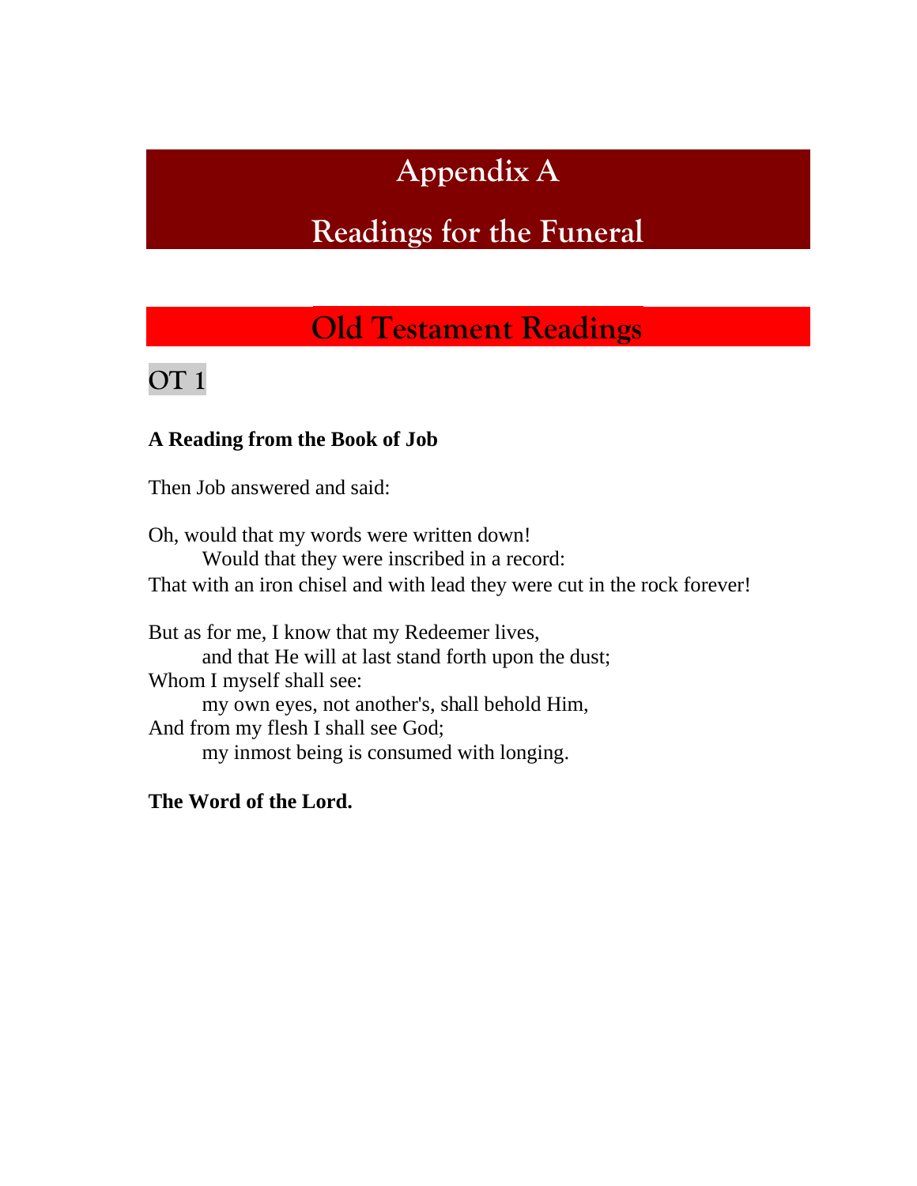# Appendix A

# Readings for the Funeral

## Old Testament Readings

### OT 1

**A Reading from the Book of Job**

Then Job answered and said:

Oh, would that my words were written down!
    Would that they were inscribed in a record:
That with an iron chisel and with lead they were cut in the rock forever!

But as for me, I know that my Redeemer lives,
    and that He will at last stand forth upon the dust;
Whom I myself shall see:
    my own eyes, not another's, shall behold Him,
And from my flesh I shall see God;
    my inmost being is consumed with longing.

**The Word of the Lord.**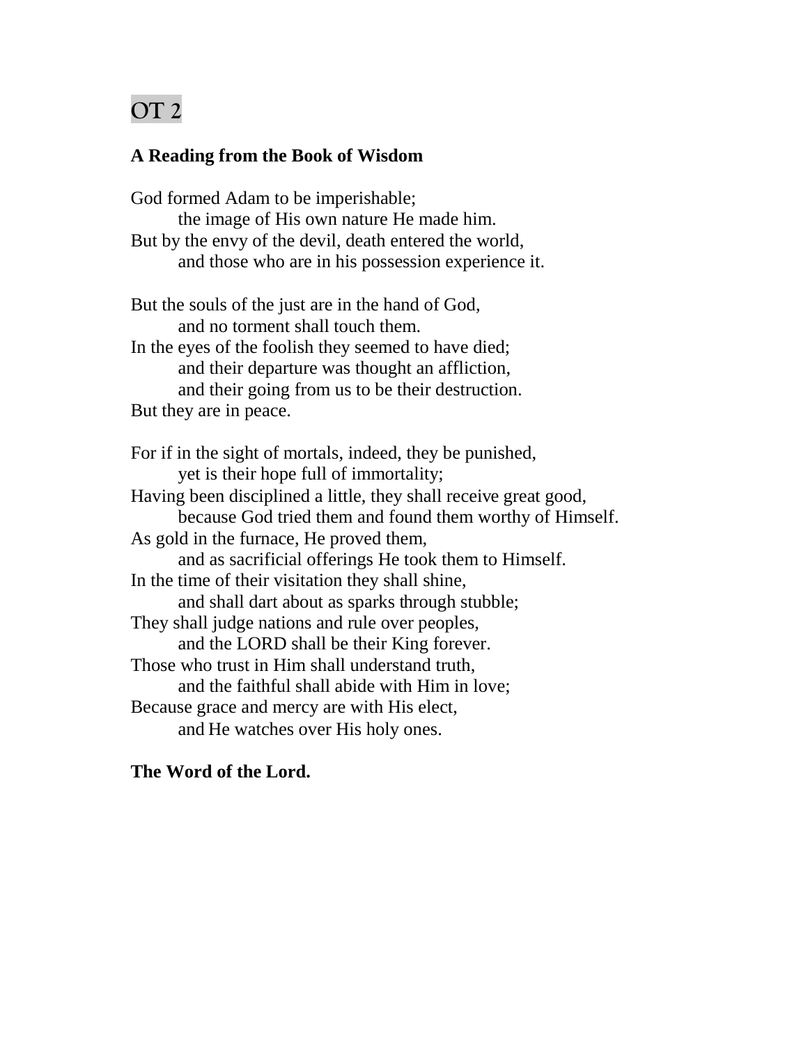# OT 2

**A Reading from the Book of Wisdom**

God formed Adam to be imperishable;
  the image of His own nature He made him.
But by the envy of the devil, death entered the world,
  and those who are in his possession experience it.

But the souls of the just are in the hand of God,
  and no torment shall touch them.
In the eyes of the foolish they seemed to have died;
  and their departure was thought an affliction,
  and their going from us to be their destruction.
But they are in peace.

For if in the sight of mortals, indeed, they be punished,
  yet is their hope full of immortality;
Having been disciplined a little, they shall receive great good,
  because God tried them and found them worthy of Himself.
As gold in the furnace, He proved them,
  and as sacrificial offerings He took them to Himself.
In the time of their visitation they shall shine,
  and shall dart about as sparks through stubble;
They shall judge nations and rule over peoples,
  and the LORD shall be their King forever.
Those who trust in Him shall understand truth,
  and the faithful shall abide with Him in love;
Because grace and mercy are with His elect,
  and He watches over His holy ones.

**The Word of the Lord.**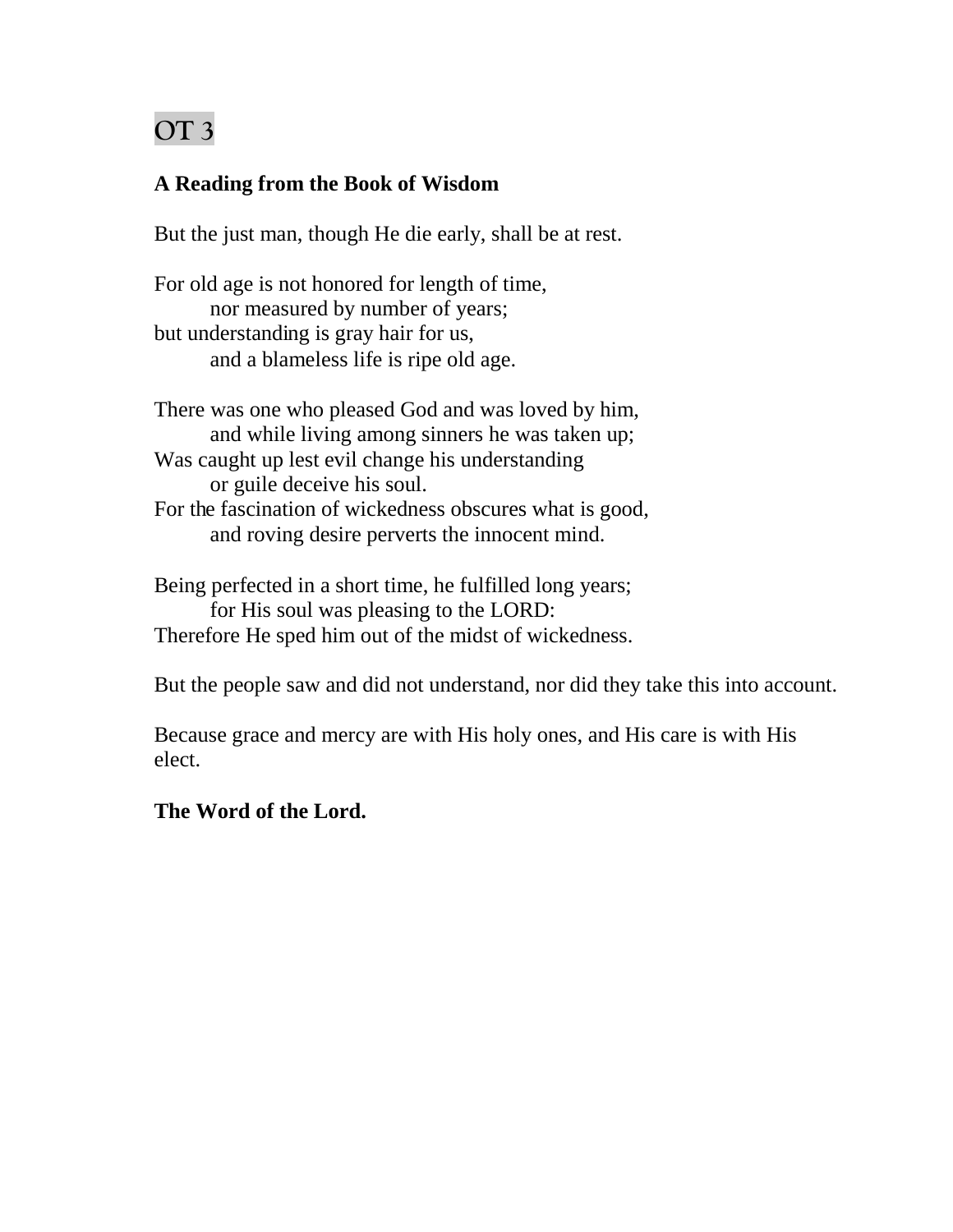# OT 3

**A Reading from the Book of Wisdom**

But the just man, though He die early, shall be at rest.

For old age is not honored for length of time,
 nor measured by number of years;
but understanding is gray hair for us,
 and a blameless life is ripe old age.

There was one who pleased God and was loved by him,
 and while living among sinners he was taken up;
Was caught up lest evil change his understanding
 or guile deceive his soul.
For the fascination of wickedness obscures what is good,
 and roving desire perverts the innocent mind.

Being perfected in a short time, he fulfilled long years;
 for His soul was pleasing to the LORD:
Therefore He sped him out of the midst of wickedness.

But the people saw and did not understand, nor did they take this into account.

Because grace and mercy are with His holy ones, and His care is with His elect.

**The Word of the Lord.**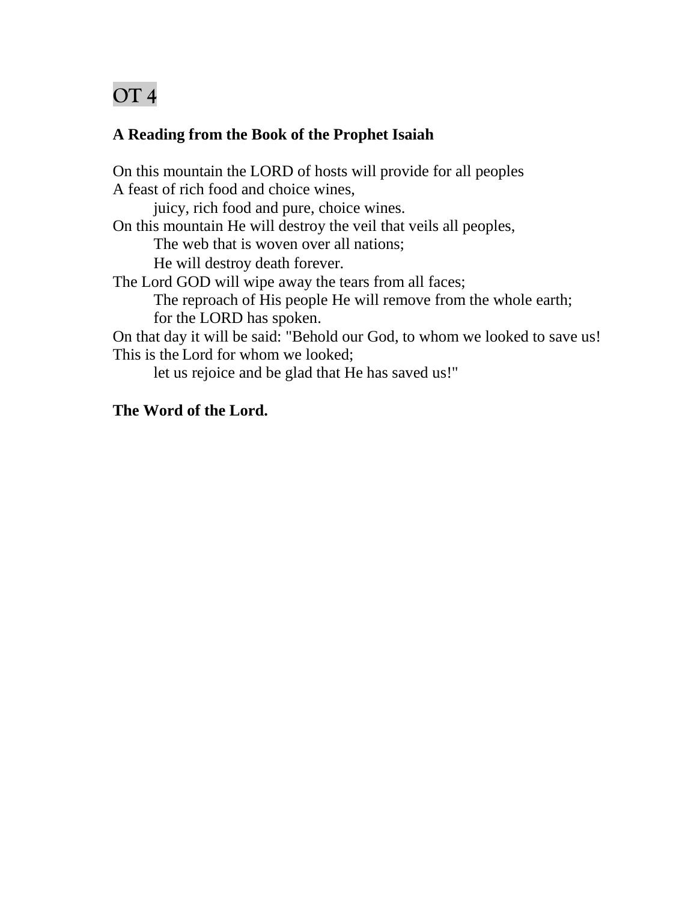# OT 4

**A Reading from the Book of the Prophet Isaiah**

On this mountain the LORD of hosts will provide for all peoples
A feast of rich food and choice wines,
    juicy, rich food and pure, choice wines.
On this mountain He will destroy the veil that veils all peoples,
    The web that is woven over all nations;
    He will destroy death forever.
The Lord GOD will wipe away the tears from all faces;
    The reproach of His people He will remove from the whole earth;
    for the LORD has spoken.
On that day it will be said: "Behold our God, to whom we looked to save us!
This is the Lord for whom we looked;
    let us rejoice and be glad that He has saved us!"

**The Word of the Lord.**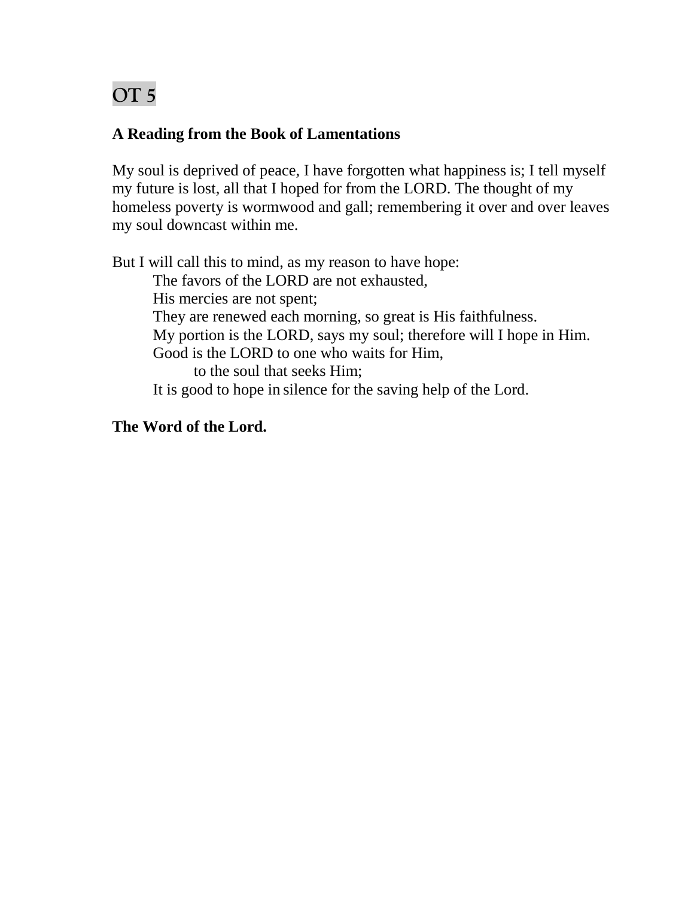# OT 5

**A Reading from the Book of Lamentations**

My soul is deprived of peace, I have forgotten what happiness is; I tell myself my future is lost, all that I hoped for from the LORD. The thought of my homeless poverty is wormwood and gall; remembering it over and over leaves my soul downcast within me.

But I will call this to mind, as my reason to have hope:

> The favors of the LORD are not exhausted,
> His mercies are not spent;
> They are renewed each morning, so great is His faithfulness.
> My portion is the LORD, says my soul; therefore will I hope in Him.
> Good is the LORD to one who waits for Him,
> &nbsp;&nbsp;&nbsp;&nbsp;to the soul that seeks Him;
> It is good to hope in silence for the saving help of the Lord.

**The Word of the Lord.**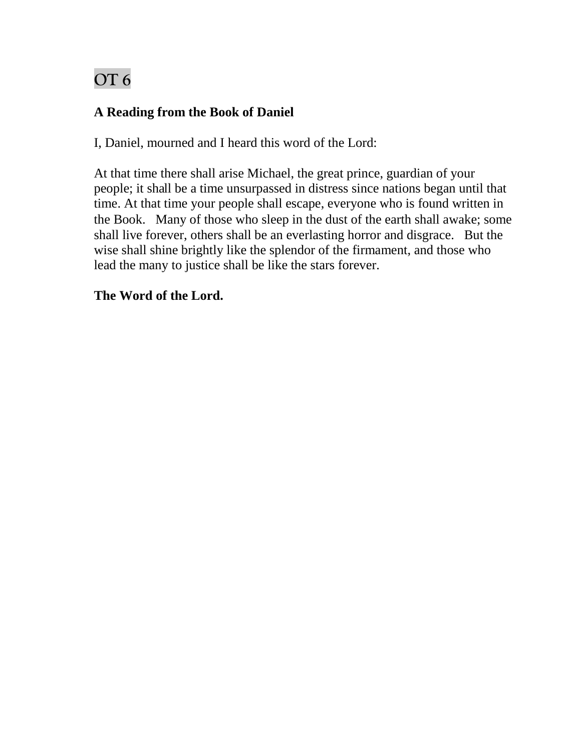# OT 6

**A Reading from the Book of Daniel**

I, Daniel, mourned and I heard this word of the Lord:

At that time there shall arise Michael, the great prince, guardian of your people; it shall be a time unsurpassed in distress since nations began until that time. At that time your people shall escape, everyone who is found written in the Book. Many of those who sleep in the dust of the earth shall awake; some shall live forever, others shall be an everlasting horror and disgrace. But the wise shall shine brightly like the splendor of the firmament, and those who lead the many to justice shall be like the stars forever.

**The Word of the Lord.**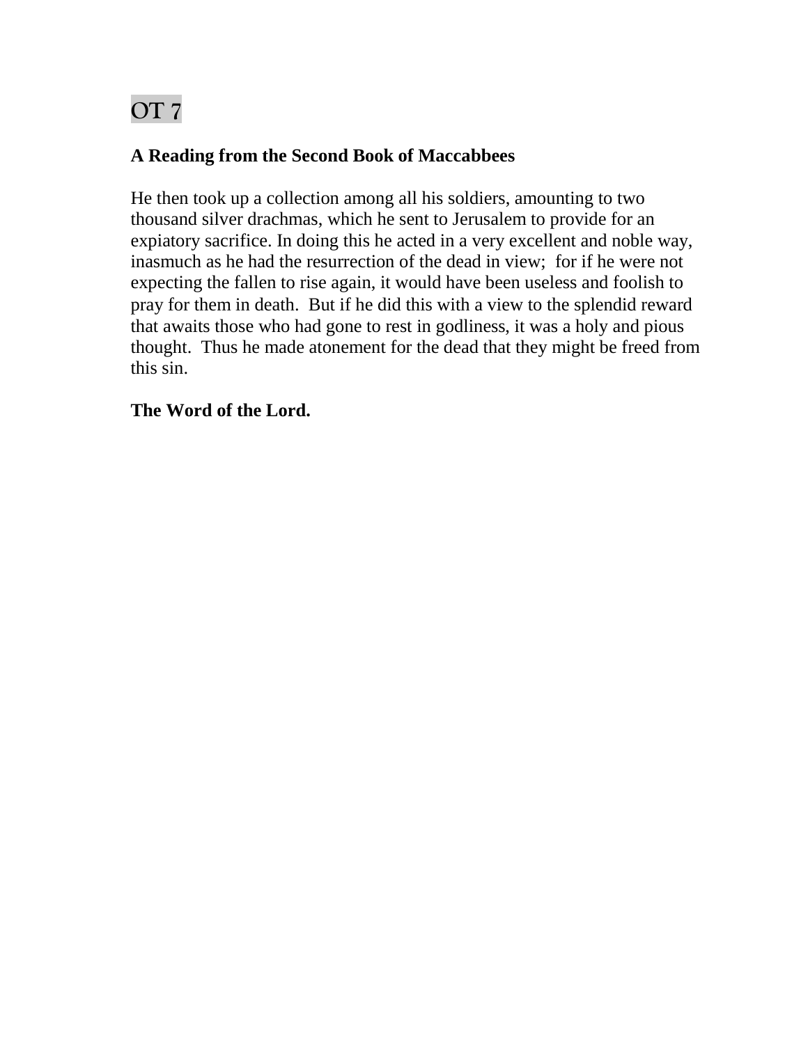# OT 7

**A Reading from the Second Book of Maccabbees**

He then took up a collection among all his soldiers, amounting to two thousand silver drachmas, which he sent to Jerusalem to provide for an expiatory sacrifice. In doing this he acted in a very excellent and noble way, inasmuch as he had the resurrection of the dead in view; for if he were not expecting the fallen to rise again, it would have been useless and foolish to pray for them in death. But if he did this with a view to the splendid reward that awaits those who had gone to rest in godliness, it was a holy and pious thought. Thus he made atonement for the dead that they might be freed from this sin.

**The Word of the Lord.**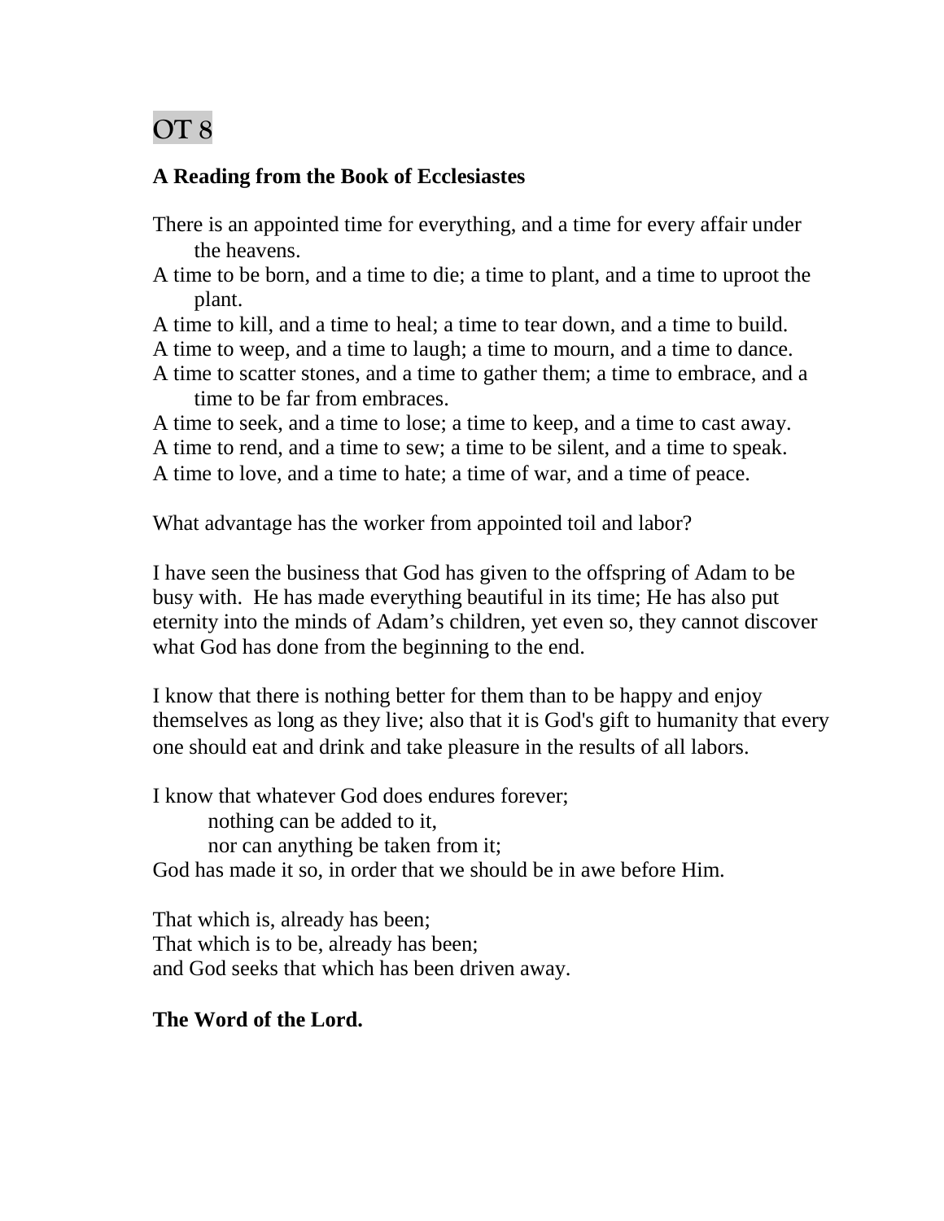# OT 8

**A Reading from the Book of Ecclesiastes**

There is an appointed time for everything, and a time for every affair under the heavens.
A time to be born, and a time to die; a time to plant, and a time to uproot the plant.
A time to kill, and a time to heal; a time to tear down, and a time to build.
A time to weep, and a time to laugh; a time to mourn, and a time to dance.
A time to scatter stones, and a time to gather them; a time to embrace, and a time to be far from embraces.
A time to seek, and a time to lose; a time to keep, and a time to cast away.
A time to rend, and a time to sew; a time to be silent, and a time to speak.
A time to love, and a time to hate; a time of war, and a time of peace.

What advantage has the worker from appointed toil and labor?

I have seen the business that God has given to the offspring of Adam to be busy with. He has made everything beautiful in its time; He has also put eternity into the minds of Adam's children, yet even so, they cannot discover what God has done from the beginning to the end.

I know that there is nothing better for them than to be happy and enjoy themselves as long as they live; also that it is God's gift to humanity that every one should eat and drink and take pleasure in the results of all labors.

I know that whatever God does endures forever;
nothing can be added to it,
nor can anything be taken from it;
God has made it so, in order that we should be in awe before Him.

That which is, already has been;
That which is to be, already has been;
and God seeks that which has been driven away.

**The Word of the Lord.**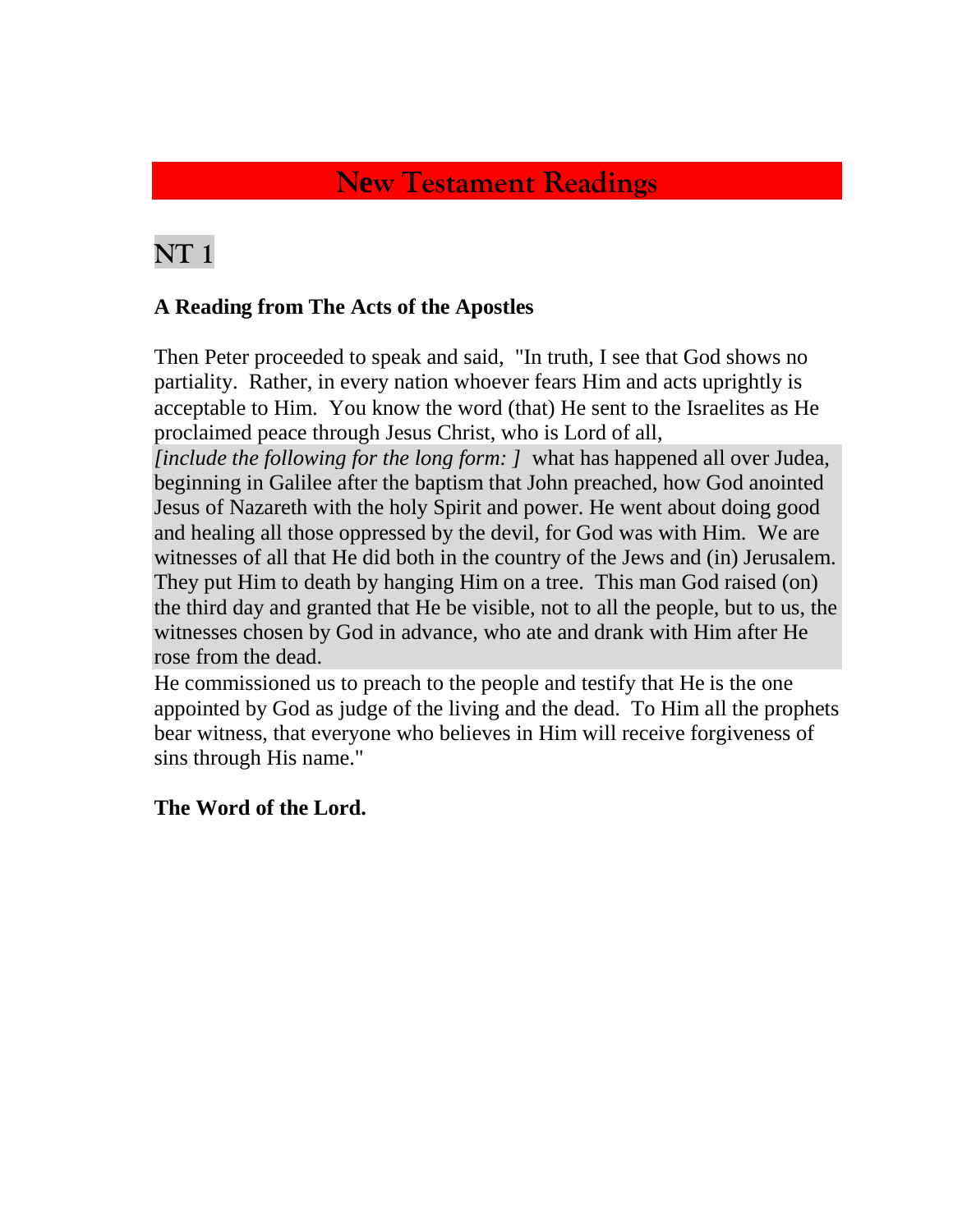# New Testament Readings

## NT 1

**A Reading from The Acts of the Apostles**

Then Peter proceeded to speak and said, "In truth, I see that God shows no partiality. Rather, in every nation whoever fears Him and acts uprightly is acceptable to Him. You know the word (that) He sent to the Israelites as He proclaimed peace through Jesus Christ, who is Lord of all,
*[include the following for the long form: ]* what has happened all over Judea, beginning in Galilee after the baptism that John preached, how God anointed Jesus of Nazareth with the holy Spirit and power. He went about doing good and healing all those oppressed by the devil, for God was with Him. We are witnesses of all that He did both in the country of the Jews and (in) Jerusalem. They put Him to death by hanging Him on a tree. This man God raised (on) the third day and granted that He be visible, not to all the people, but to us, the witnesses chosen by God in advance, who ate and drank with Him after He rose from the dead.
He commissioned us to preach to the people and testify that He is the one appointed by God as judge of the living and the dead. To Him all the prophets bear witness, that everyone who believes in Him will receive forgiveness of sins through His name."

**The Word of the Lord.**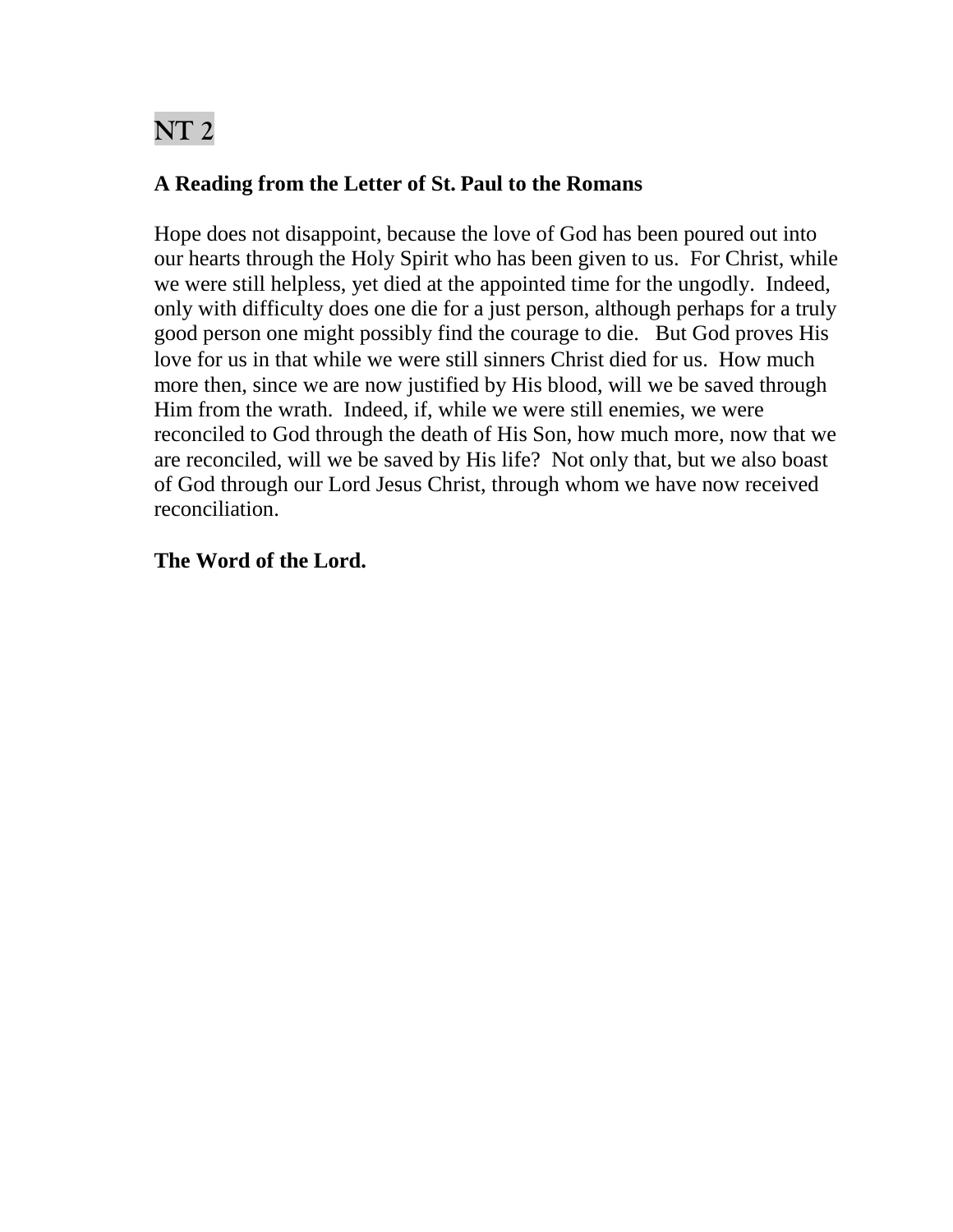# NT 2

**A Reading from the Letter of St. Paul to the Romans**

Hope does not disappoint, because the love of God has been poured out into our hearts through the Holy Spirit who has been given to us. For Christ, while we were still helpless, yet died at the appointed time for the ungodly. Indeed, only with difficulty does one die for a just person, although perhaps for a truly good person one might possibly find the courage to die. But God proves His love for us in that while we were still sinners Christ died for us. How much more then, since we are now justified by His blood, will we be saved through Him from the wrath. Indeed, if, while we were still enemies, we were reconciled to God through the death of His Son, how much more, now that we are reconciled, will we be saved by His life? Not only that, but we also boast of God through our Lord Jesus Christ, through whom we have now received reconciliation.

**The Word of the Lord.**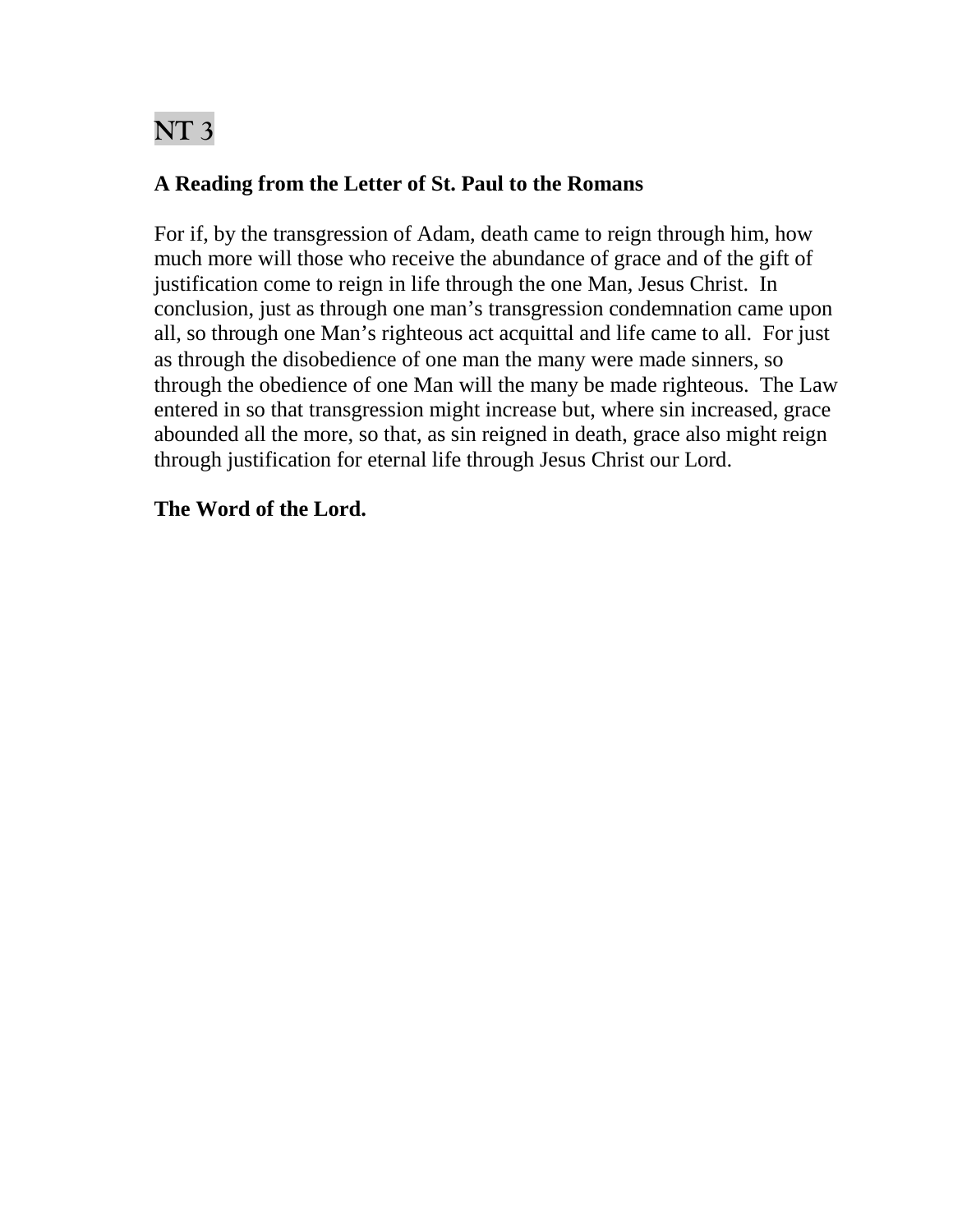# NT 3

**A Reading from the Letter of St. Paul to the Romans**

For if, by the transgression of Adam, death came to reign through him, how much more will those who receive the abundance of grace and of the gift of justification come to reign in life through the one Man, Jesus Christ. In conclusion, just as through one man's transgression condemnation came upon all, so through one Man's righteous act acquittal and life came to all. For just as through the disobedience of one man the many were made sinners, so through the obedience of one Man will the many be made righteous. The Law entered in so that transgression might increase but, where sin increased, grace abounded all the more, so that, as sin reigned in death, grace also might reign through justification for eternal life through Jesus Christ our Lord.

**The Word of the Lord.**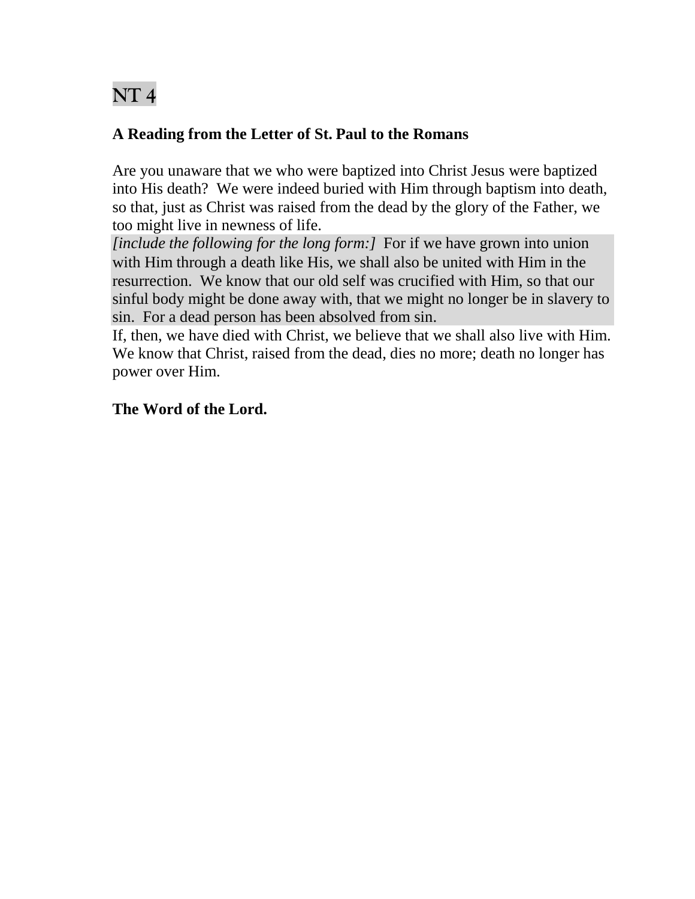# NT 4

**A Reading from the Letter of St. Paul to the Romans**

Are you unaware that we who were baptized into Christ Jesus were baptized into His death? We were indeed buried with Him through baptism into death, so that, just as Christ was raised from the dead by the glory of the Father, we too might live in newness of life.

*[include the following for the long form:]* For if we have grown into union with Him through a death like His, we shall also be united with Him in the resurrection. We know that our old self was crucified with Him, so that our sinful body might be done away with, that we might no longer be in slavery to sin. For a dead person has been absolved from sin.

If, then, we have died with Christ, we believe that we shall also live with Him. We know that Christ, raised from the dead, dies no more; death no longer has power over Him.

**The Word of the Lord.**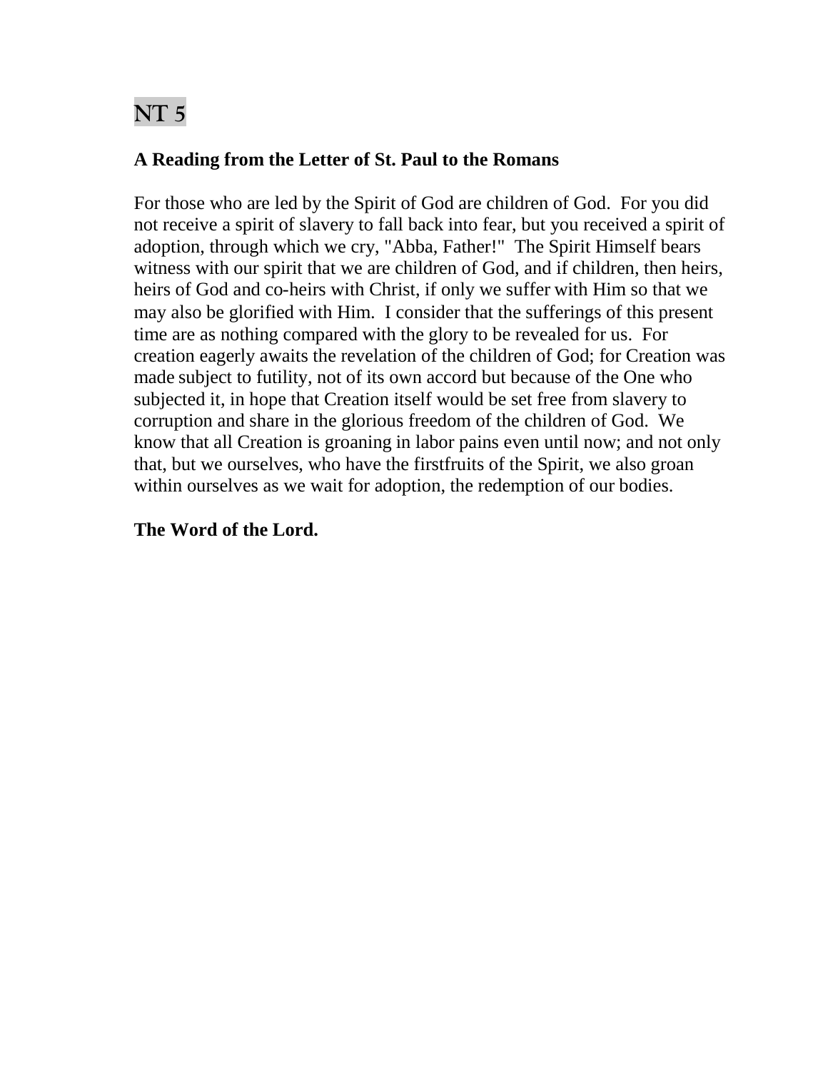# NT 5

**A Reading from the Letter of St. Paul to the Romans**

For those who are led by the Spirit of God are children of God. For you did not receive a spirit of slavery to fall back into fear, but you received a spirit of adoption, through which we cry, "Abba, Father!" The Spirit Himself bears witness with our spirit that we are children of God, and if children, then heirs, heirs of God and co-heirs with Christ, if only we suffer with Him so that we may also be glorified with Him. I consider that the sufferings of this present time are as nothing compared with the glory to be revealed for us. For creation eagerly awaits the revelation of the children of God; for Creation was made subject to futility, not of its own accord but because of the One who subjected it, in hope that Creation itself would be set free from slavery to corruption and share in the glorious freedom of the children of God. We know that all Creation is groaning in labor pains even until now; and not only that, but we ourselves, who have the firstfruits of the Spirit, we also groan within ourselves as we wait for adoption, the redemption of our bodies.

**The Word of the Lord.**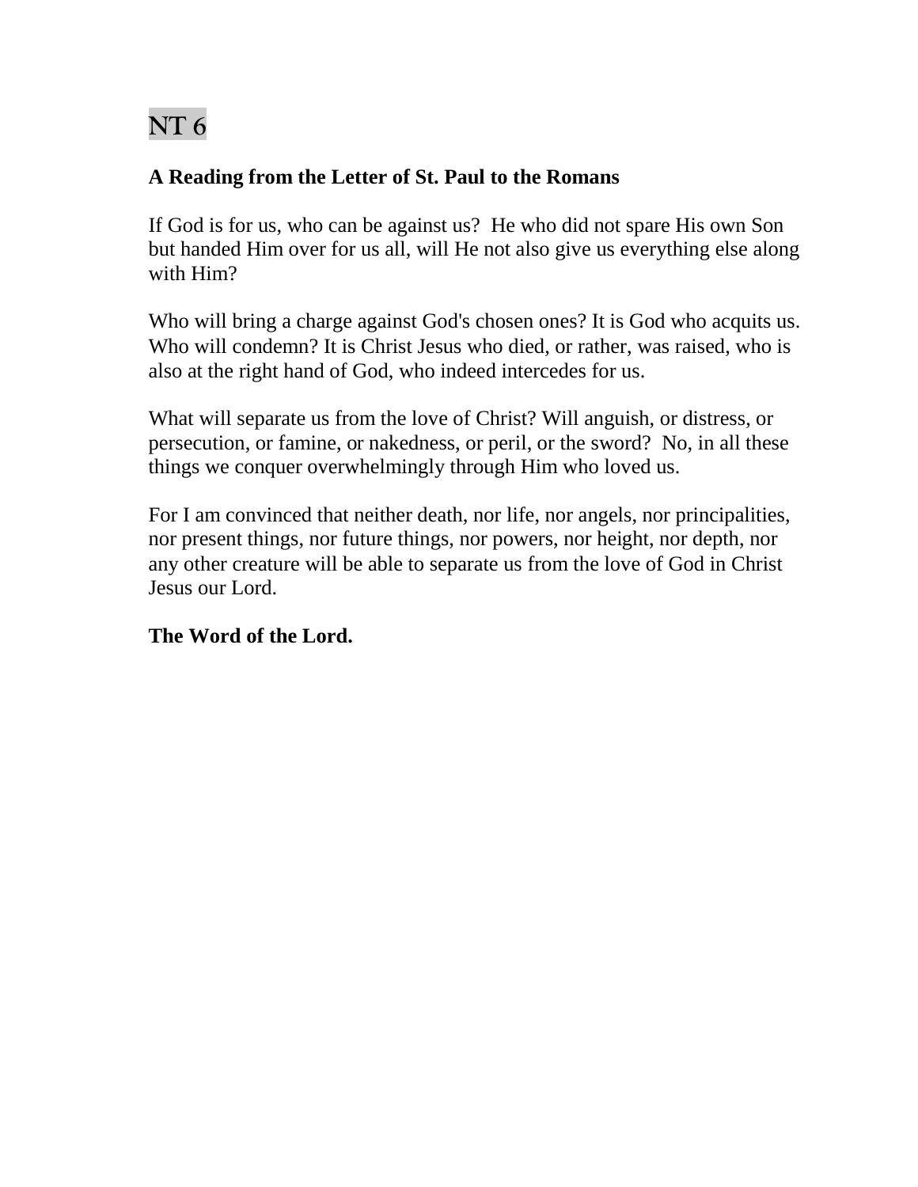# NT 6

**A Reading from the Letter of St. Paul to the Romans**

If God is for us, who can be against us? He who did not spare His own Son but handed Him over for us all, will He not also give us everything else along with Him?

Who will bring a charge against God's chosen ones? It is God who acquits us. Who will condemn? It is Christ Jesus who died, or rather, was raised, who is also at the right hand of God, who indeed intercedes for us.

What will separate us from the love of Christ? Will anguish, or distress, or persecution, or famine, or nakedness, or peril, or the sword? No, in all these things we conquer overwhelmingly through Him who loved us.

For I am convinced that neither death, nor life, nor angels, nor principalities, nor present things, nor future things, nor powers, nor height, nor depth, nor any other creature will be able to separate us from the love of God in Christ Jesus our Lord.

**The Word of the Lord.**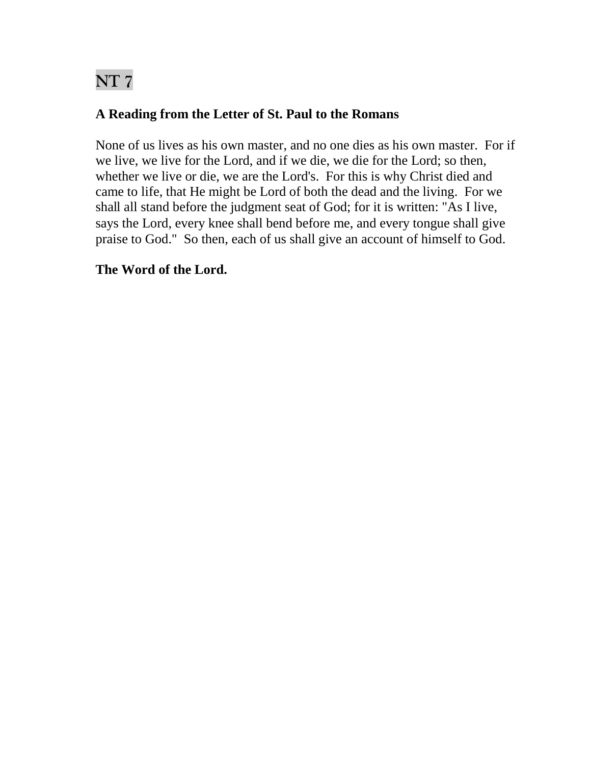# NT 7

**A Reading from the Letter of St. Paul to the Romans**

None of us lives as his own master, and no one dies as his own master. For if we live, we live for the Lord, and if we die, we die for the Lord; so then, whether we live or die, we are the Lord's. For this is why Christ died and came to life, that He might be Lord of both the dead and the living. For we shall all stand before the judgment seat of God; for it is written: "As I live, says the Lord, every knee shall bend before me, and every tongue shall give praise to God." So then, each of us shall give an account of himself to God.

**The Word of the Lord.**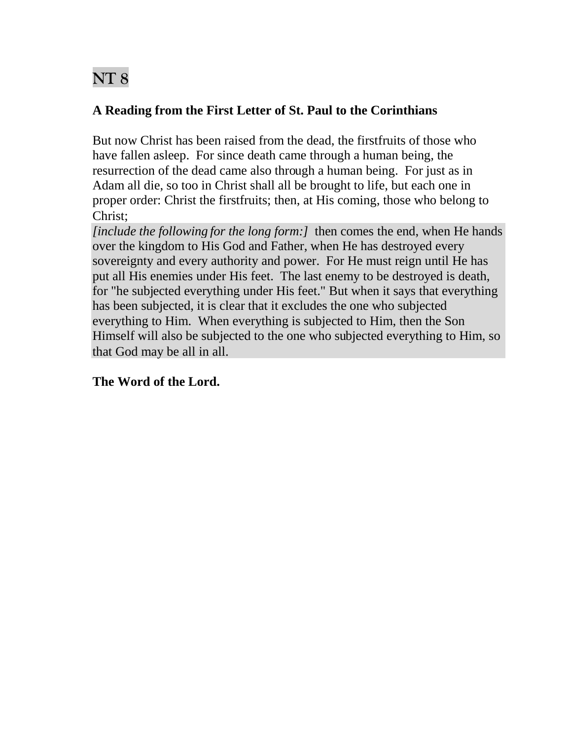# NT 8

**A Reading from the First Letter of St. Paul to the Corinthians**

But now Christ has been raised from the dead, the firstfruits of those who have fallen asleep. For since death came through a human being, the resurrection of the dead came also through a human being. For just as in Adam all die, so too in Christ shall all be brought to life, but each one in proper order: Christ the firstfruits; then, at His coming, those who belong to Christ;

*[include the following for the long form:]* then comes the end, when He hands over the kingdom to His God and Father, when He has destroyed every sovereignty and every authority and power. For He must reign until He has put all His enemies under His feet. The last enemy to be destroyed is death, for "he subjected everything under His feet." But when it says that everything has been subjected, it is clear that it excludes the one who subjected everything to Him. When everything is subjected to Him, then the Son Himself will also be subjected to the one who subjected everything to Him, so that God may be all in all.

**The Word of the Lord.**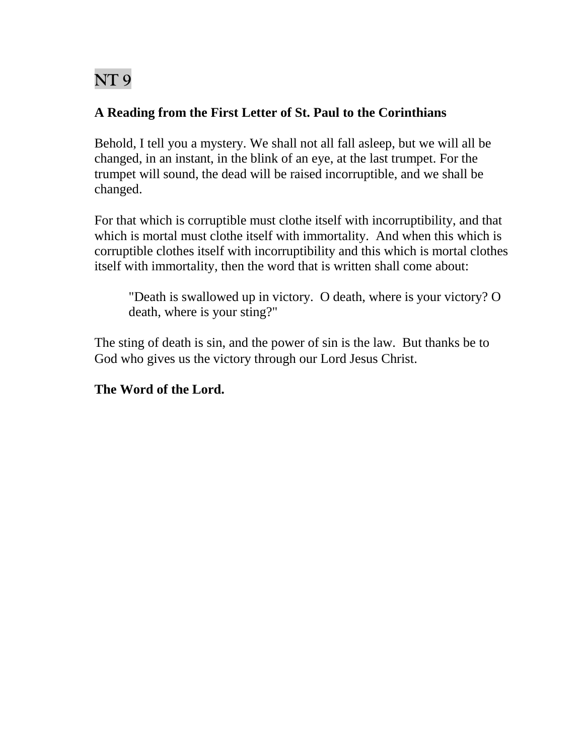# NT 9

**A Reading from the First Letter of St. Paul to the Corinthians**

Behold, I tell you a mystery. We shall not all fall asleep, but we will all be changed, in an instant, in the blink of an eye, at the last trumpet. For the trumpet will sound, the dead will be raised incorruptible, and we shall be changed.

For that which is corruptible must clothe itself with incorruptibility, and that which is mortal must clothe itself with immortality. And when this which is corruptible clothes itself with incorruptibility and this which is mortal clothes itself with immortality, then the word that is written shall come about:

> "Death is swallowed up in victory. O death, where is your victory? O death, where is your sting?"

The sting of death is sin, and the power of sin is the law. But thanks be to God who gives us the victory through our Lord Jesus Christ.

**The Word of the Lord.**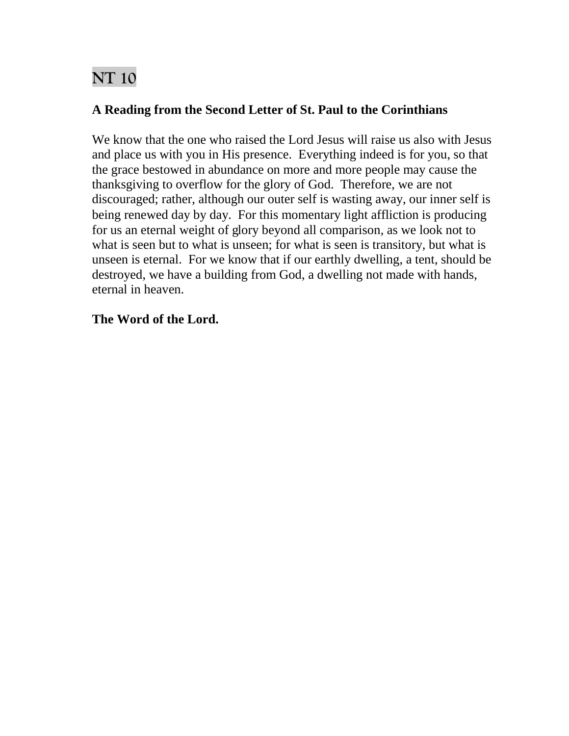# NT 10

**A Reading from the Second Letter of St. Paul to the Corinthians**

We know that the one who raised the Lord Jesus will raise us also with Jesus and place us with you in His presence. Everything indeed is for you, so that the grace bestowed in abundance on more and more people may cause the thanksgiving to overflow for the glory of God. Therefore, we are not discouraged; rather, although our outer self is wasting away, our inner self is being renewed day by day. For this momentary light affliction is producing for us an eternal weight of glory beyond all comparison, as we look not to what is seen but to what is unseen; for what is seen is transitory, but what is unseen is eternal. For we know that if our earthly dwelling, a tent, should be destroyed, we have a building from God, a dwelling not made with hands, eternal in heaven.

**The Word of the Lord.**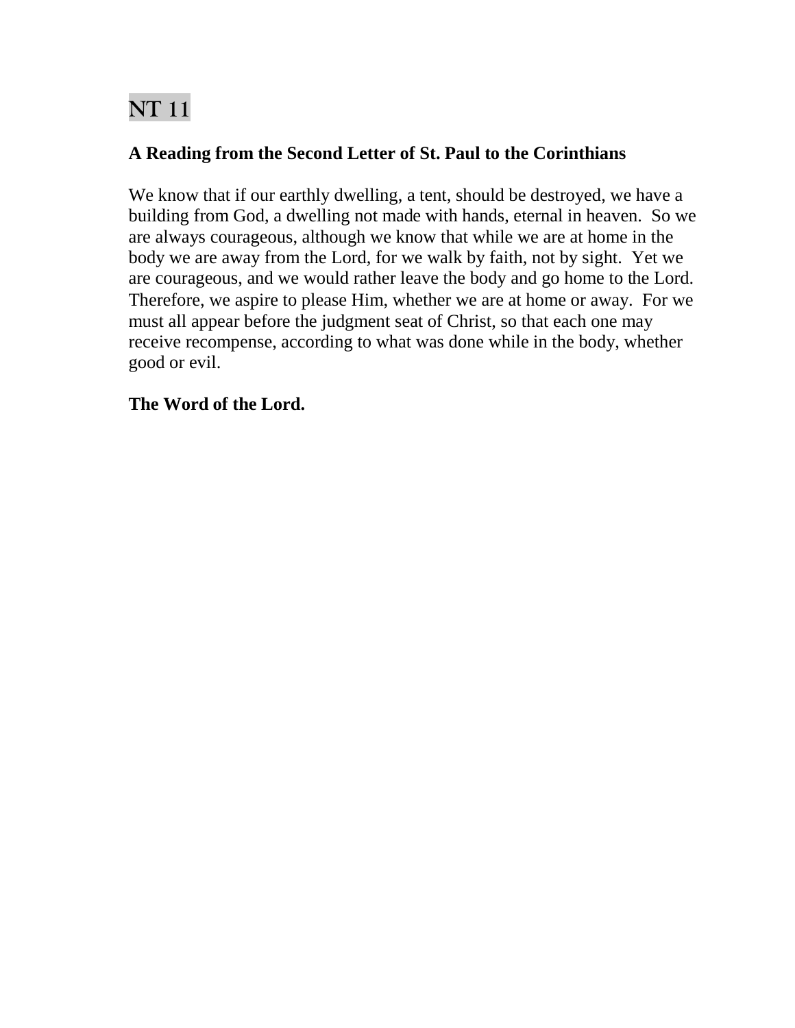# NT 11

**A Reading from the Second Letter of St. Paul to the Corinthians**

We know that if our earthly dwelling, a tent, should be destroyed, we have a building from God, a dwelling not made with hands, eternal in heaven. So we are always courageous, although we know that while we are at home in the body we are away from the Lord, for we walk by faith, not by sight. Yet we are courageous, and we would rather leave the body and go home to the Lord. Therefore, we aspire to please Him, whether we are at home or away. For we must all appear before the judgment seat of Christ, so that each one may receive recompense, according to what was done while in the body, whether good or evil.

**The Word of the Lord.**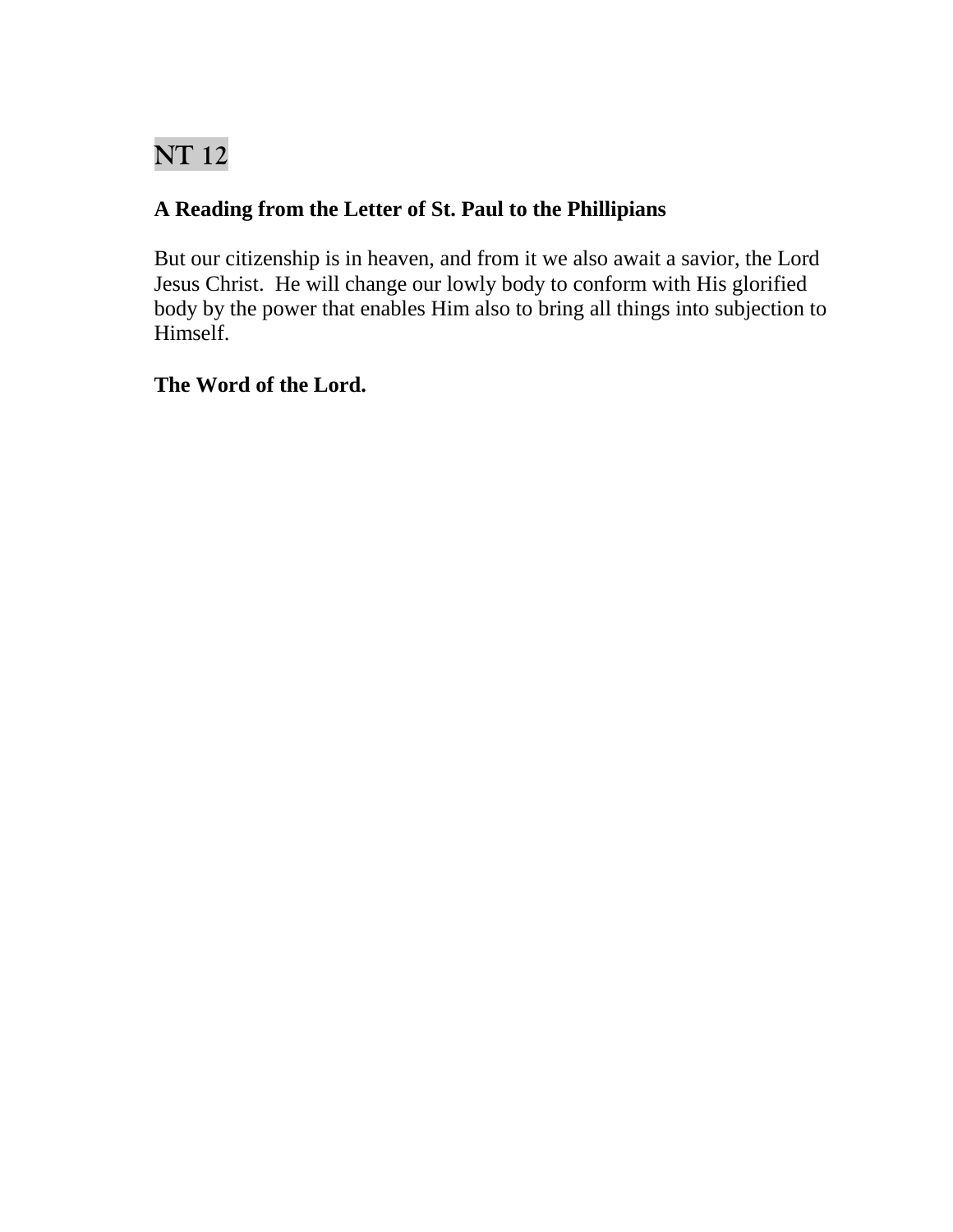# NT 12

**A Reading from the Letter of St. Paul to the Phillipians**

But our citizenship is in heaven, and from it we also await a savior, the Lord Jesus Christ. He will change our lowly body to conform with His glorified body by the power that enables Him also to bring all things into subjection to Himself.

**The Word of the Lord.**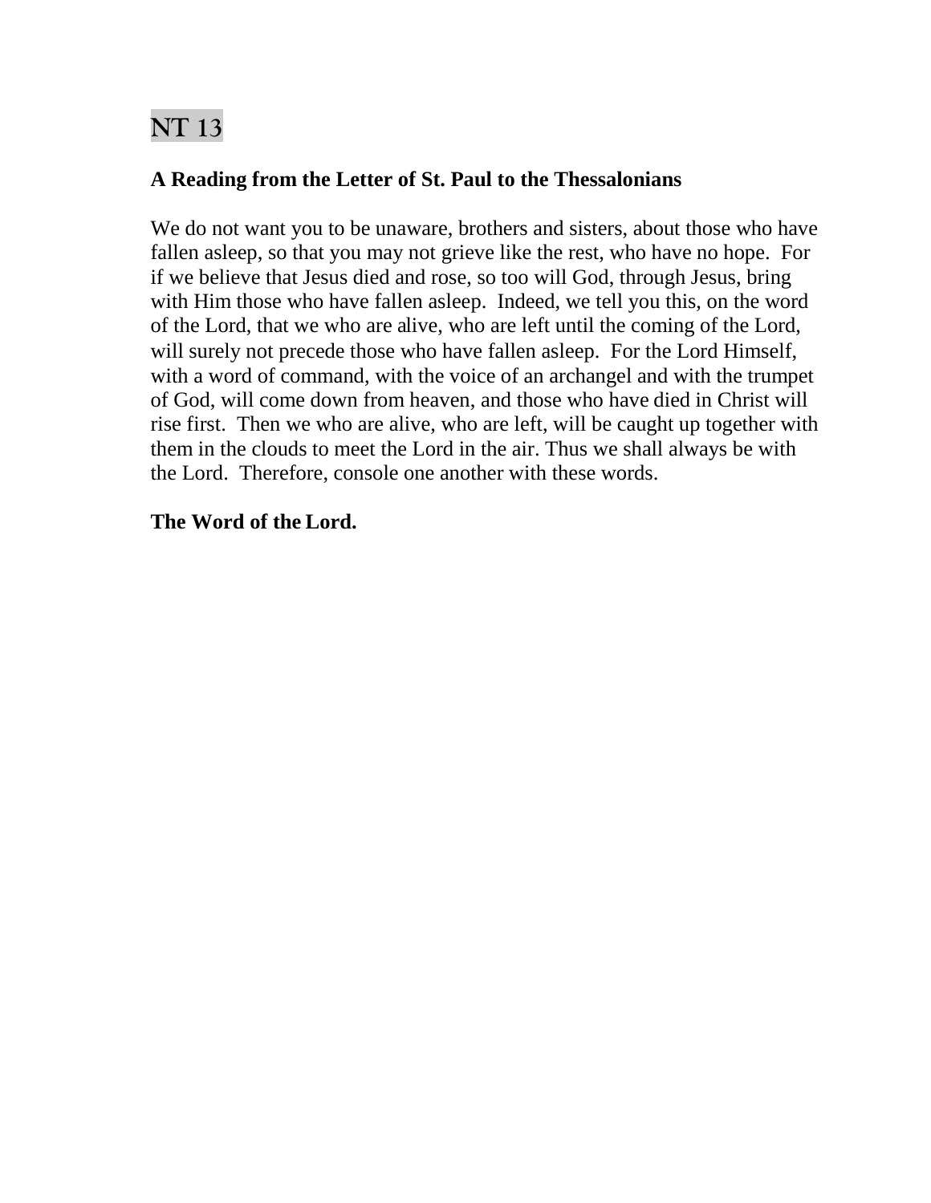# NT 13

**A Reading from the Letter of St. Paul to the Thessalonians**

We do not want you to be unaware, brothers and sisters, about those who have fallen asleep, so that you may not grieve like the rest, who have no hope. For if we believe that Jesus died and rose, so too will God, through Jesus, bring with Him those who have fallen asleep. Indeed, we tell you this, on the word of the Lord, that we who are alive, who are left until the coming of the Lord, will surely not precede those who have fallen asleep. For the Lord Himself, with a word of command, with the voice of an archangel and with the trumpet of God, will come down from heaven, and those who have died in Christ will rise first. Then we who are alive, who are left, will be caught up together with them in the clouds to meet the Lord in the air. Thus we shall always be with the Lord. Therefore, console one another with these words.

**The Word of the Lord.**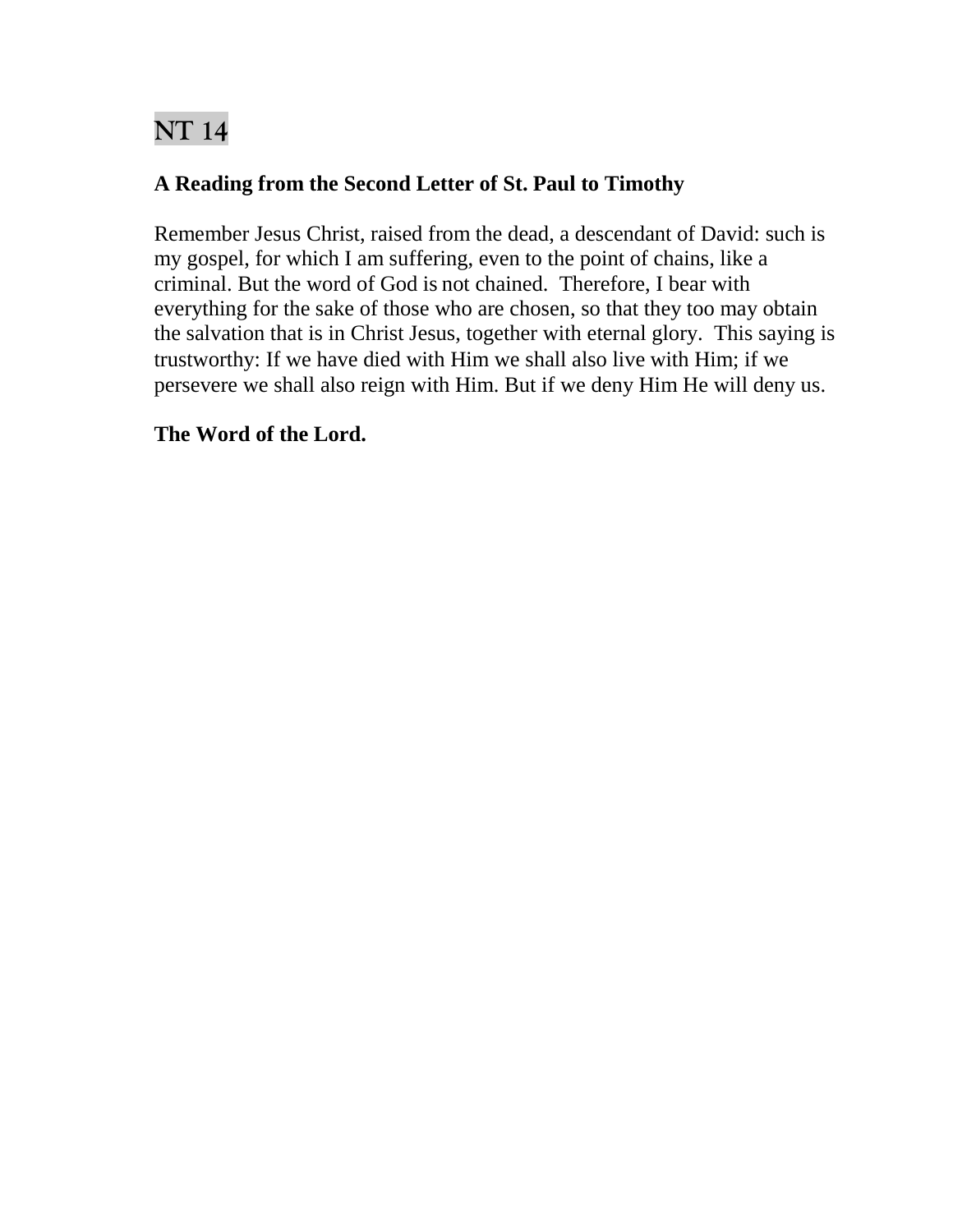# NT 14

**A Reading from the Second Letter of St. Paul to Timothy**

Remember Jesus Christ, raised from the dead, a descendant of David: such is my gospel, for which I am suffering, even to the point of chains, like a criminal. But the word of God is not chained. Therefore, I bear with everything for the sake of those who are chosen, so that they too may obtain the salvation that is in Christ Jesus, together with eternal glory. This saying is trustworthy: If we have died with Him we shall also live with Him; if we persevere we shall also reign with Him. But if we deny Him He will deny us.

**The Word of the Lord.**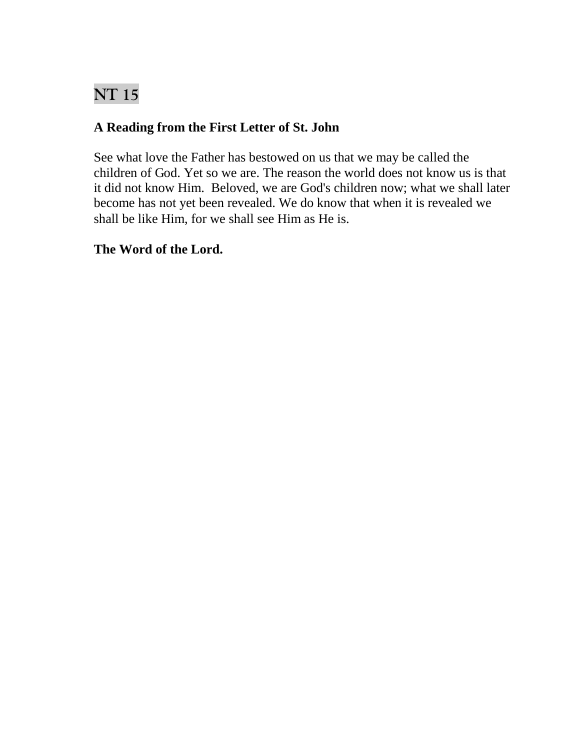# NT 15

**A Reading from the First Letter of St. John**

See what love the Father has bestowed on us that we may be called the children of God. Yet so we are. The reason the world does not know us is that it did not know Him.  Beloved, we are God's children now; what we shall later become has not yet been revealed. We do know that when it is revealed we shall be like Him, for we shall see Him as He is.

**The Word of the Lord.**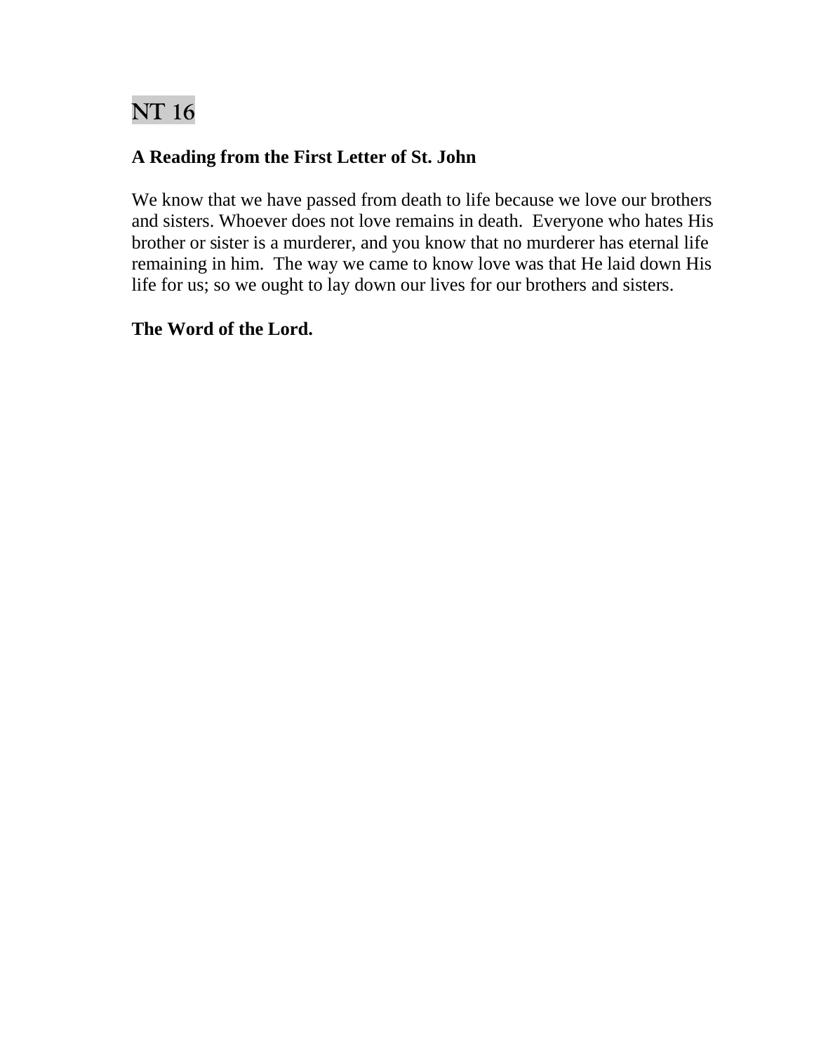# NT 16

**A Reading from the First Letter of St. John**

We know that we have passed from death to life because we love our brothers and sisters. Whoever does not love remains in death. Everyone who hates His brother or sister is a murderer, and you know that no murderer has eternal life remaining in him. The way we came to know love was that He laid down His life for us; so we ought to lay down our lives for our brothers and sisters.

**The Word of the Lord.**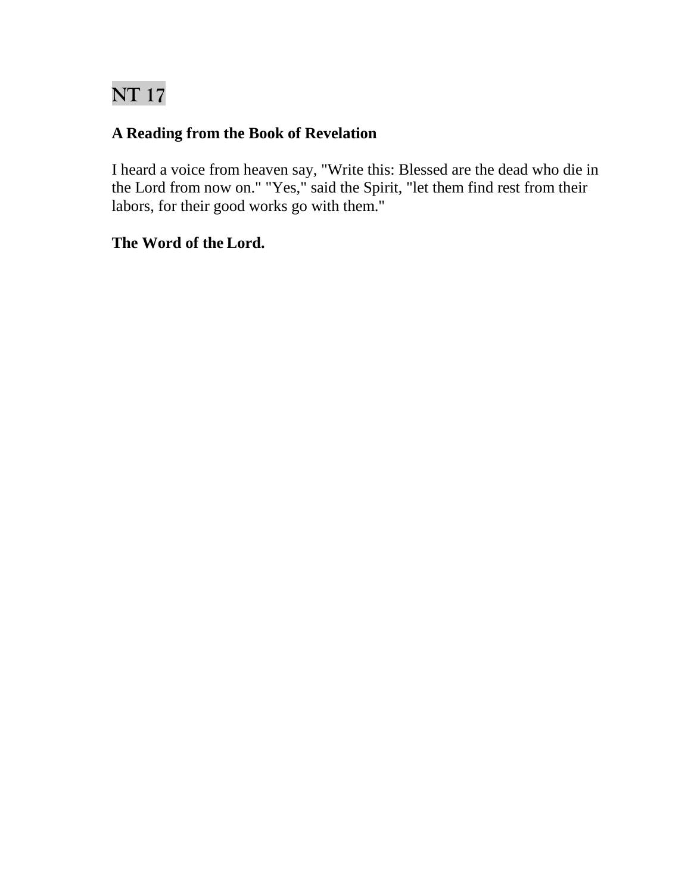# NT 17

**A Reading from the Book of Revelation**

I heard a voice from heaven say, "Write this: Blessed are the dead who die in the Lord from now on." "Yes," said the Spirit, "let them find rest from their labors, for their good works go with them."

**The Word of the Lord.**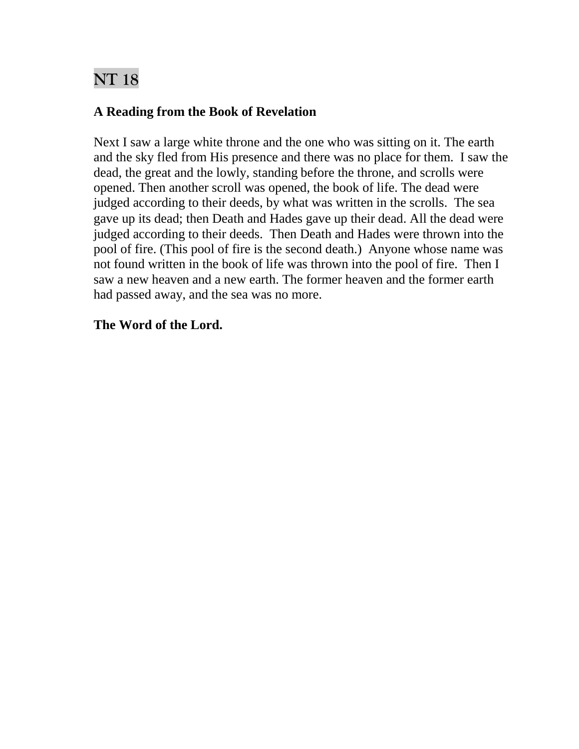# NT 18

**A Reading from the Book of Revelation**

Next I saw a large white throne and the one who was sitting on it. The earth and the sky fled from His presence and there was no place for them. I saw the dead, the great and the lowly, standing before the throne, and scrolls were opened. Then another scroll was opened, the book of life. The dead were judged according to their deeds, by what was written in the scrolls. The sea gave up its dead; then Death and Hades gave up their dead. All the dead were judged according to their deeds. Then Death and Hades were thrown into the pool of fire. (This pool of fire is the second death.) Anyone whose name was not found written in the book of life was thrown into the pool of fire. Then I saw a new heaven and a new earth. The former heaven and the former earth had passed away, and the sea was no more.

**The Word of the Lord.**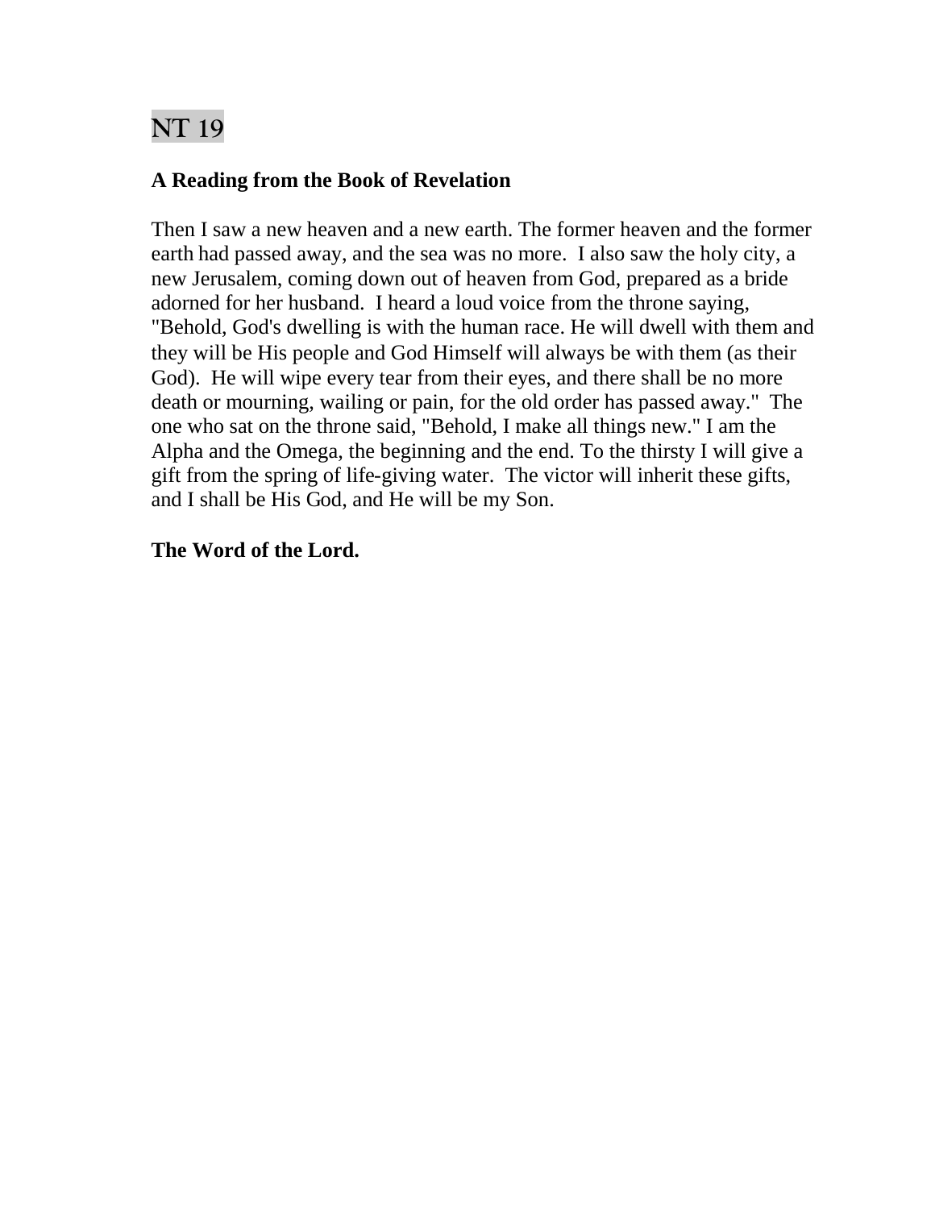# NT 19

**A Reading from the Book of Revelation**

Then I saw a new heaven and a new earth. The former heaven and the former earth had passed away, and the sea was no more. I also saw the holy city, a new Jerusalem, coming down out of heaven from God, prepared as a bride adorned for her husband. I heard a loud voice from the throne saying, "Behold, God's dwelling is with the human race. He will dwell with them and they will be His people and God Himself will always be with them (as their God). He will wipe every tear from their eyes, and there shall be no more death or mourning, wailing or pain, for the old order has passed away." The one who sat on the throne said, "Behold, I make all things new." I am the Alpha and the Omega, the beginning and the end. To the thirsty I will give a gift from the spring of life-giving water. The victor will inherit these gifts, and I shall be His God, and He will be my Son.

**The Word of the Lord.**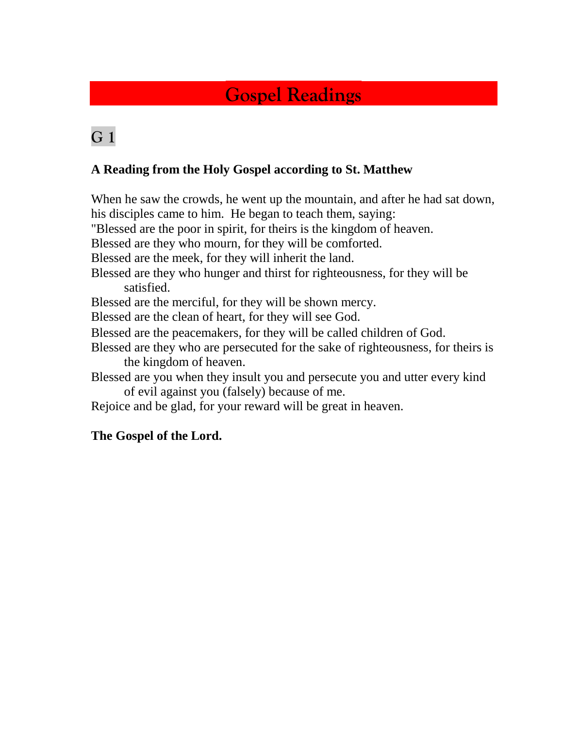# Gospel Readings

## G 1

**A Reading from the Holy Gospel according to St. Matthew**

When he saw the crowds, he went up the mountain, and after he had sat down, his disciples came to him. He began to teach them, saying:

"Blessed are the poor in spirit, for theirs is the kingdom of heaven.
Blessed are they who mourn, for they will be comforted.
Blessed are the meek, for they will inherit the land.
Blessed are they who hunger and thirst for righteousness, for they will be satisfied.
Blessed are the merciful, for they will be shown mercy.
Blessed are the clean of heart, for they will see God.
Blessed are the peacemakers, for they will be called children of God.
Blessed are they who are persecuted for the sake of righteousness, for theirs is the kingdom of heaven.
Blessed are you when they insult you and persecute you and utter every kind of evil against you (falsely) because of me.
Rejoice and be glad, for your reward will be great in heaven.

**The Gospel of the Lord.**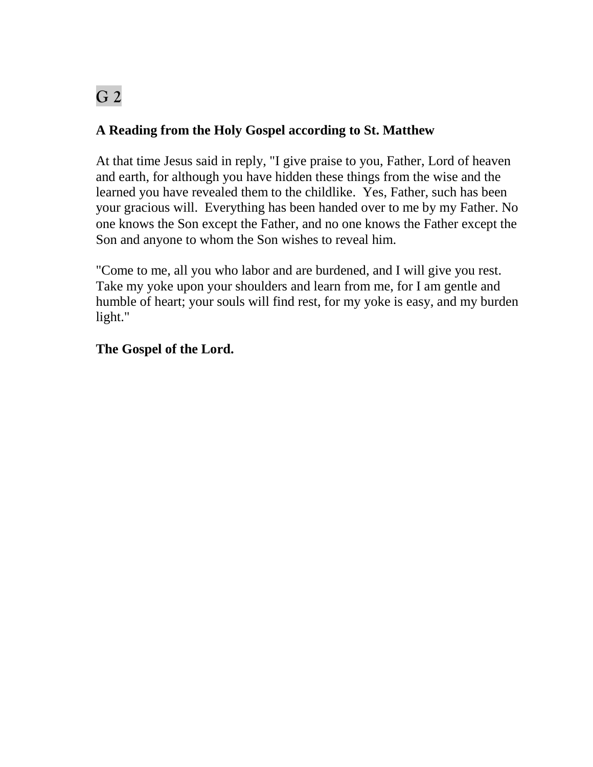## G 2

**A Reading from the Holy Gospel according to St. Matthew**

At that time Jesus said in reply, "I give praise to you, Father, Lord of heaven and earth, for although you have hidden these things from the wise and the learned you have revealed them to the childlike. Yes, Father, such has been your gracious will. Everything has been handed over to me by my Father. No one knows the Son except the Father, and no one knows the Father except the Son and anyone to whom the Son wishes to reveal him.

"Come to me, all you who labor and are burdened, and I will give you rest. Take my yoke upon your shoulders and learn from me, for I am gentle and humble of heart; your souls will find rest, for my yoke is easy, and my burden light."

**The Gospel of the Lord.**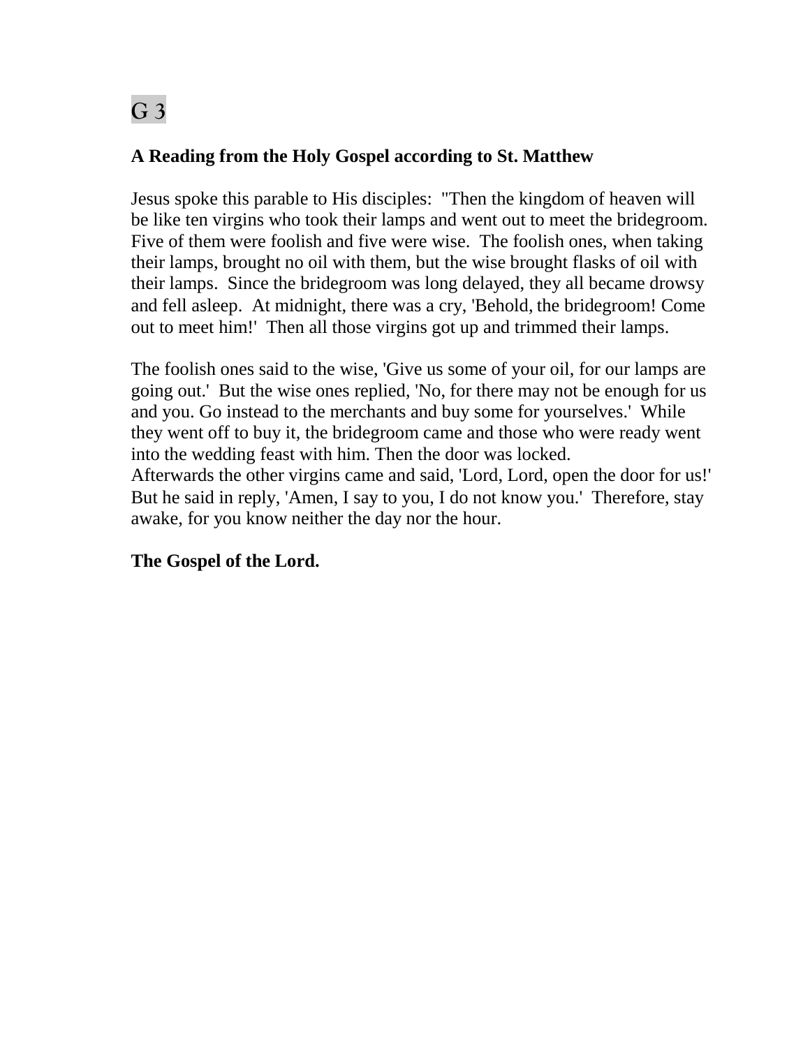# G 3

**A Reading from the Holy Gospel according to St. Matthew**

Jesus spoke this parable to His disciples: "Then the kingdom of heaven will be like ten virgins who took their lamps and went out to meet the bridegroom. Five of them were foolish and five were wise. The foolish ones, when taking their lamps, brought no oil with them, but the wise brought flasks of oil with their lamps. Since the bridegroom was long delayed, they all became drowsy and fell asleep. At midnight, there was a cry, 'Behold, the bridegroom! Come out to meet him!' Then all those virgins got up and trimmed their lamps.

The foolish ones said to the wise, 'Give us some of your oil, for our lamps are going out.' But the wise ones replied, 'No, for there may not be enough for us and you. Go instead to the merchants and buy some for yourselves.' While they went off to buy it, the bridegroom came and those who were ready went into the wedding feast with him. Then the door was locked.
Afterwards the other virgins came and said, 'Lord, Lord, open the door for us!' But he said in reply, 'Amen, I say to you, I do not know you.' Therefore, stay awake, for you know neither the day nor the hour.

**The Gospel of the Lord.**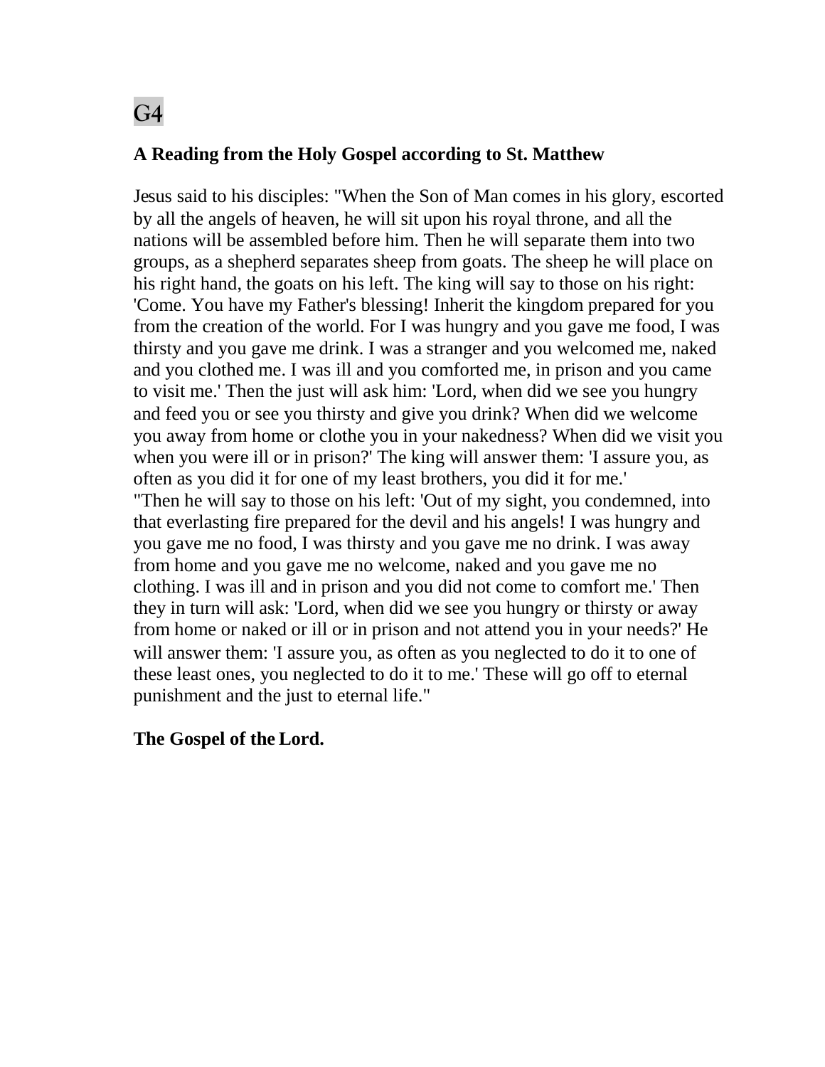G4

**A Reading from the Holy Gospel according to St. Matthew**

Jesus said to his disciples: "When the Son of Man comes in his glory, escorted by all the angels of heaven, he will sit upon his royal throne, and all the nations will be assembled before him. Then he will separate them into two groups, as a shepherd separates sheep from goats. The sheep he will place on his right hand, the goats on his left. The king will say to those on his right: 'Come. You have my Father's blessing! Inherit the kingdom prepared for you from the creation of the world. For I was hungry and you gave me food, I was thirsty and you gave me drink. I was a stranger and you welcomed me, naked and you clothed me. I was ill and you comforted me, in prison and you came to visit me.' Then the just will ask him: 'Lord, when did we see you hungry and feed you or see you thirsty and give you drink? When did we welcome you away from home or clothe you in your nakedness? When did we visit you when you were ill or in prison?' The king will answer them: 'I assure you, as often as you did it for one of my least brothers, you did it for me.'
"Then he will say to those on his left: 'Out of my sight, you condemned, into that everlasting fire prepared for the devil and his angels! I was hungry and you gave me no food, I was thirsty and you gave me no drink. I was away from home and you gave me no welcome, naked and you gave me no clothing. I was ill and in prison and you did not come to comfort me.' Then they in turn will ask: 'Lord, when did we see you hungry or thirsty or away from home or naked or ill or in prison and not attend you in your needs?' He will answer them: 'I assure you, as often as you neglected to do it to one of these least ones, you neglected to do it to me.' These will go off to eternal punishment and the just to eternal life."

**The Gospel of the Lord.**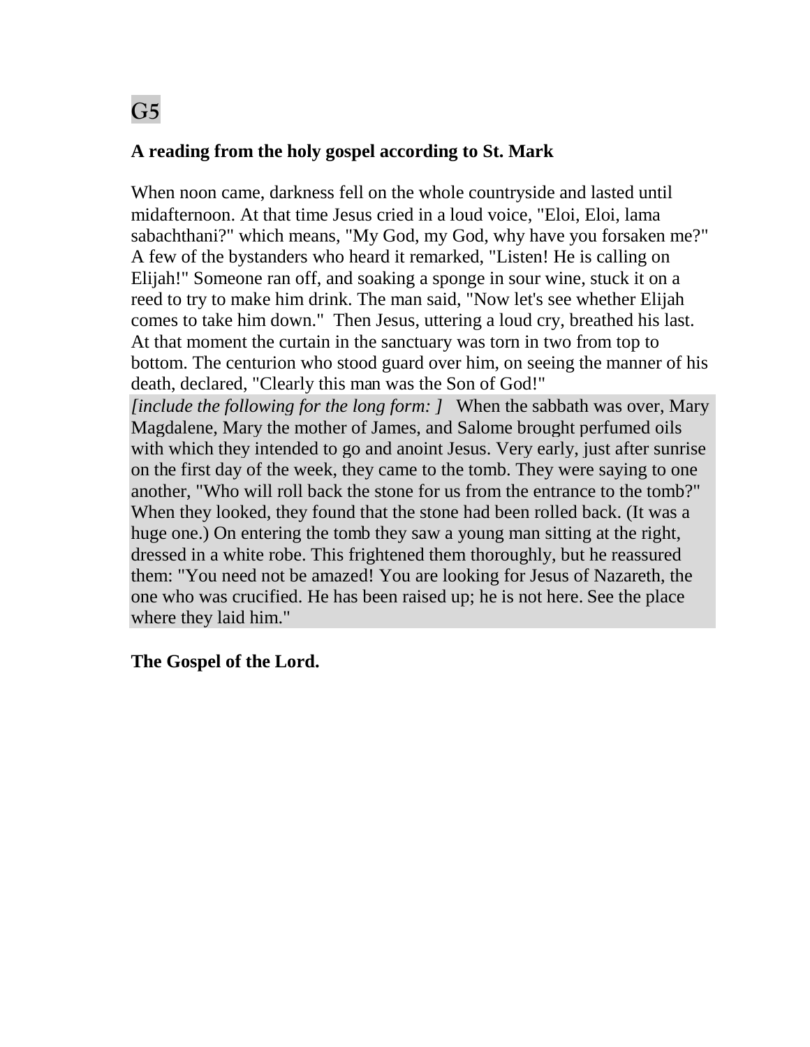# G5

**A reading from the holy gospel according to St. Mark**

When noon came, darkness fell on the whole countryside and lasted until midafternoon. At that time Jesus cried in a loud voice, "Eloi, Eloi, lama sabachthani?" which means, "My God, my God, why have you forsaken me?" A few of the bystanders who heard it remarked, "Listen! He is calling on Elijah!" Someone ran off, and soaking a sponge in sour wine, stuck it on a reed to try to make him drink. The man said, "Now let's see whether Elijah comes to take him down." Then Jesus, uttering a loud cry, breathed his last. At that moment the curtain in the sanctuary was torn in two from top to bottom. The centurion who stood guard over him, on seeing the manner of his death, declared, "Clearly this man was the Son of God!"

*[include the following for the long form: ]* When the sabbath was over, Mary Magdalene, Mary the mother of James, and Salome brought perfumed oils with which they intended to go and anoint Jesus. Very early, just after sunrise on the first day of the week, they came to the tomb. They were saying to one another, "Who will roll back the stone for us from the entrance to the tomb?" When they looked, they found that the stone had been rolled back. (It was a huge one.) On entering the tomb they saw a young man sitting at the right, dressed in a white robe. This frightened them thoroughly, but he reassured them: "You need not be amazed! You are looking for Jesus of Nazareth, the one who was crucified. He has been raised up; he is not here. See the place where they laid him."

**The Gospel of the Lord.**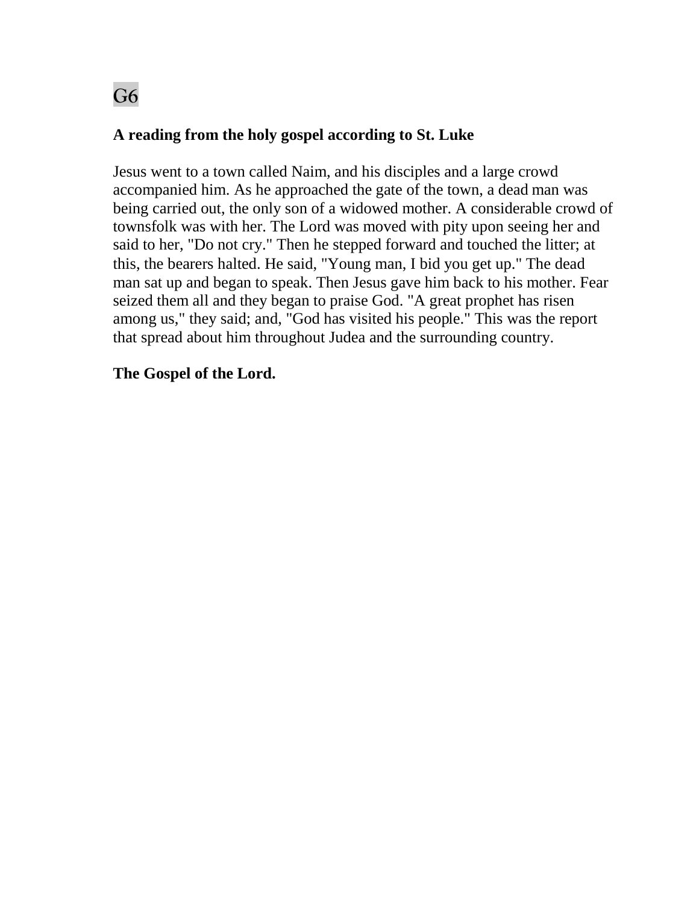G6

**A reading from the holy gospel according to St. Luke**

Jesus went to a town called Naim, and his disciples and a large crowd accompanied him. As he approached the gate of the town, a dead man was being carried out, the only son of a widowed mother. A considerable crowd of townsfolk was with her. The Lord was moved with pity upon seeing her and said to her, "Do not cry." Then he stepped forward and touched the litter; at this, the bearers halted. He said, "Young man, I bid you get up." The dead man sat up and began to speak. Then Jesus gave him back to his mother. Fear seized them all and they began to praise God. "A great prophet has risen among us," they said; and, "God has visited his people." This was the report that spread about him throughout Judea and the surrounding country.

**The Gospel of the Lord.**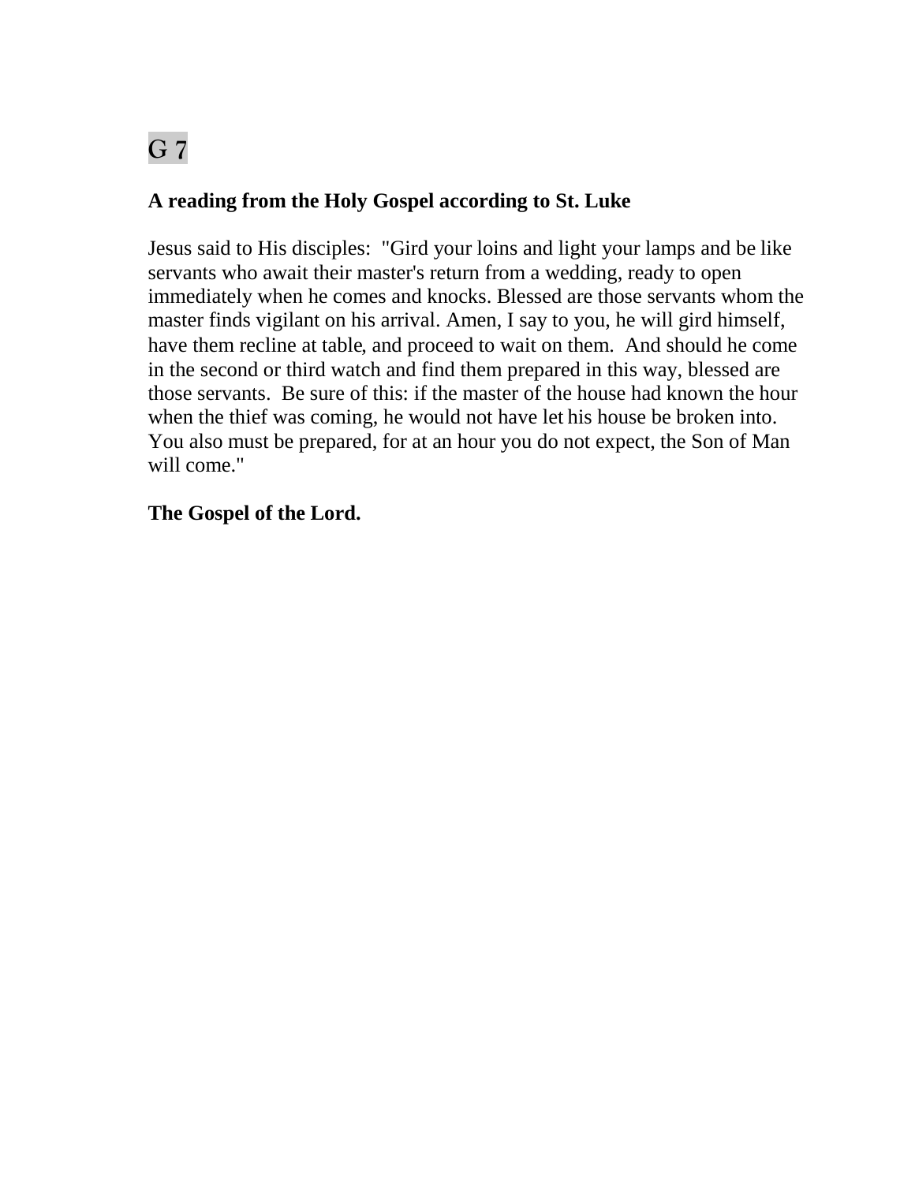# G 7

**A reading from the Holy Gospel according to St. Luke**

Jesus said to His disciples: "Gird your loins and light your lamps and be like servants who await their master's return from a wedding, ready to open immediately when he comes and knocks. Blessed are those servants whom the master finds vigilant on his arrival. Amen, I say to you, he will gird himself, have them recline at table, and proceed to wait on them. And should he come in the second or third watch and find them prepared in this way, blessed are those servants. Be sure of this: if the master of the house had known the hour when the thief was coming, he would not have let his house be broken into. You also must be prepared, for at an hour you do not expect, the Son of Man will come."

**The Gospel of the Lord.**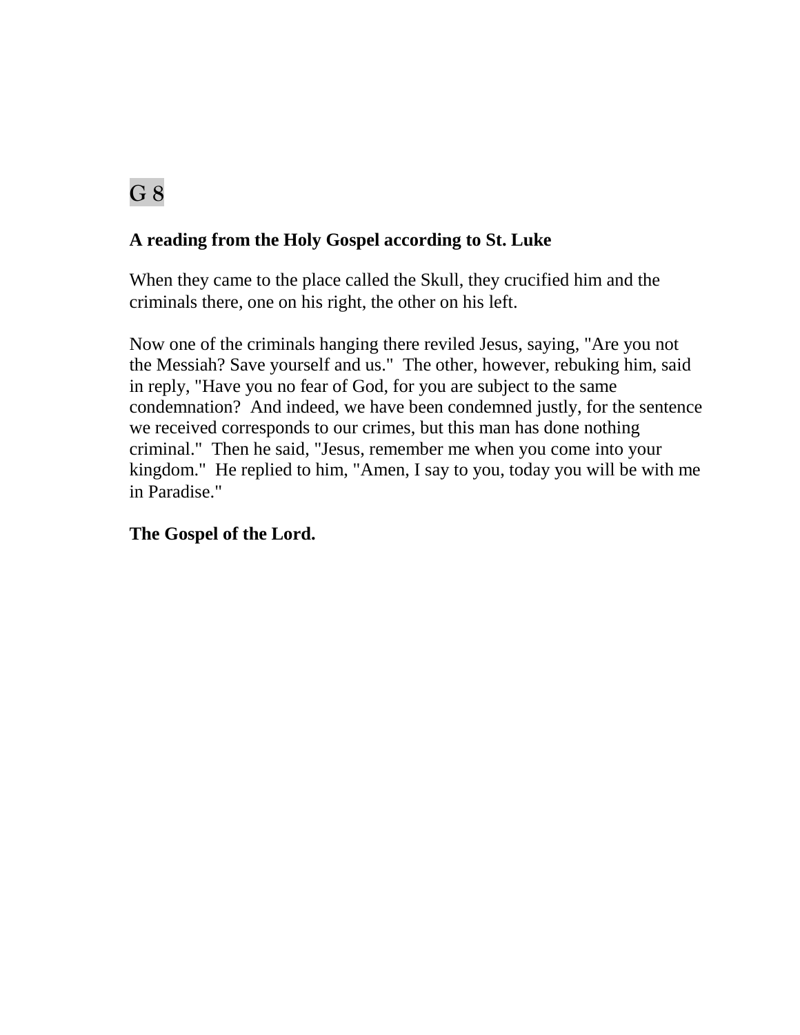# G 8

**A reading from the Holy Gospel according to St. Luke**

When they came to the place called the Skull, they crucified him and the criminals there, one on his right, the other on his left.

Now one of the criminals hanging there reviled Jesus, saying, "Are you not the Messiah? Save yourself and us." The other, however, rebuking him, said in reply, "Have you no fear of God, for you are subject to the same condemnation? And indeed, we have been condemned justly, for the sentence we received corresponds to our crimes, but this man has done nothing criminal." Then he said, "Jesus, remember me when you come into your kingdom." He replied to him, "Amen, I say to you, today you will be with me in Paradise."

**The Gospel of the Lord.**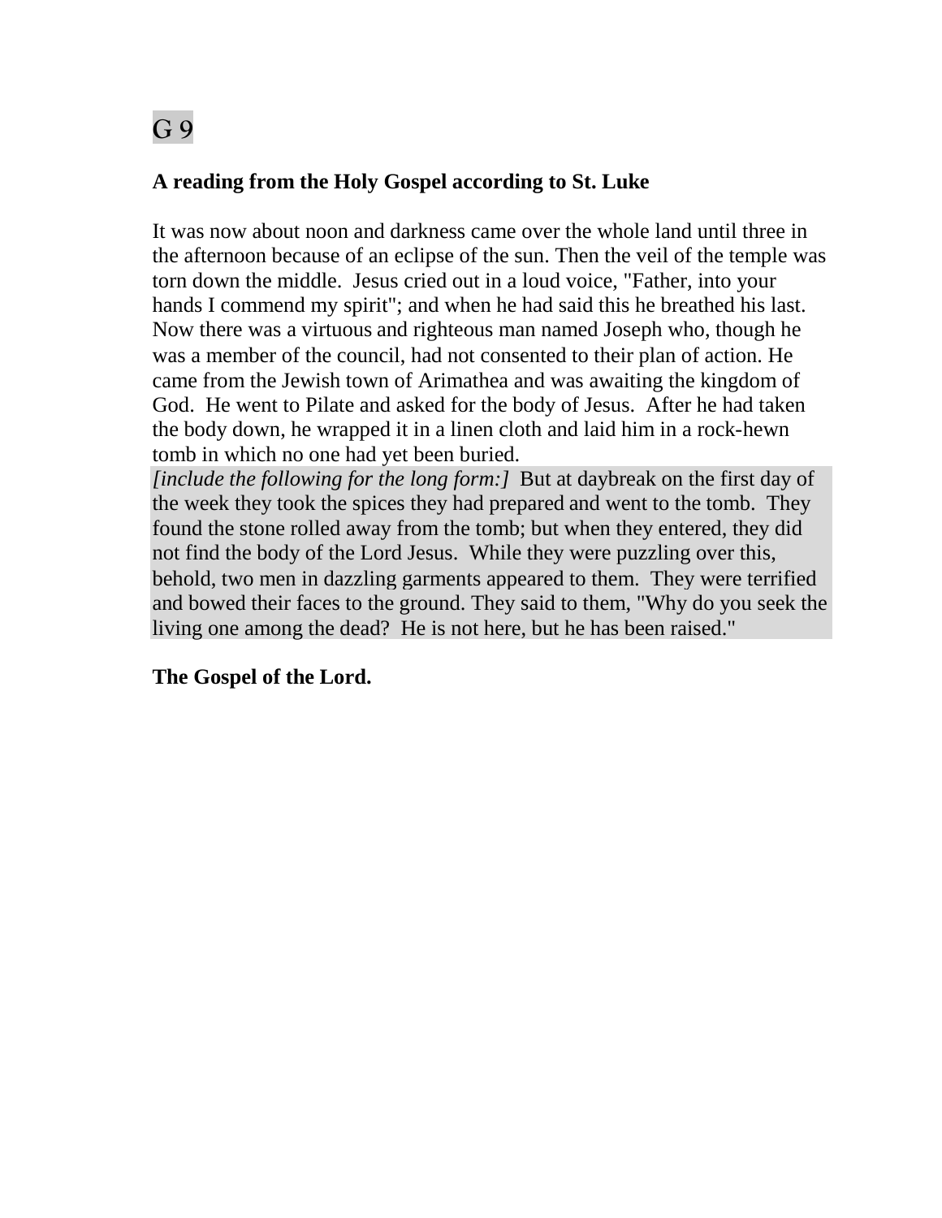# G 9

**A reading from the Holy Gospel according to St. Luke**

It was now about noon and darkness came over the whole land until three in the afternoon because of an eclipse of the sun. Then the veil of the temple was torn down the middle. Jesus cried out in a loud voice, "Father, into your hands I commend my spirit"; and when he had said this he breathed his last. Now there was a virtuous and righteous man named Joseph who, though he was a member of the council, had not consented to their plan of action. He came from the Jewish town of Arimathea and was awaiting the kingdom of God. He went to Pilate and asked for the body of Jesus. After he had taken the body down, he wrapped it in a linen cloth and laid him in a rock-hewn tomb in which no one had yet been buried.
*[include the following for the long form:]* But at daybreak on the first day of the week they took the spices they had prepared and went to the tomb. They found the stone rolled away from the tomb; but when they entered, they did not find the body of the Lord Jesus. While they were puzzling over this, behold, two men in dazzling garments appeared to them. They were terrified and bowed their faces to the ground. They said to them, "Why do you seek the living one among the dead? He is not here, but he has been raised."

**The Gospel of the Lord.**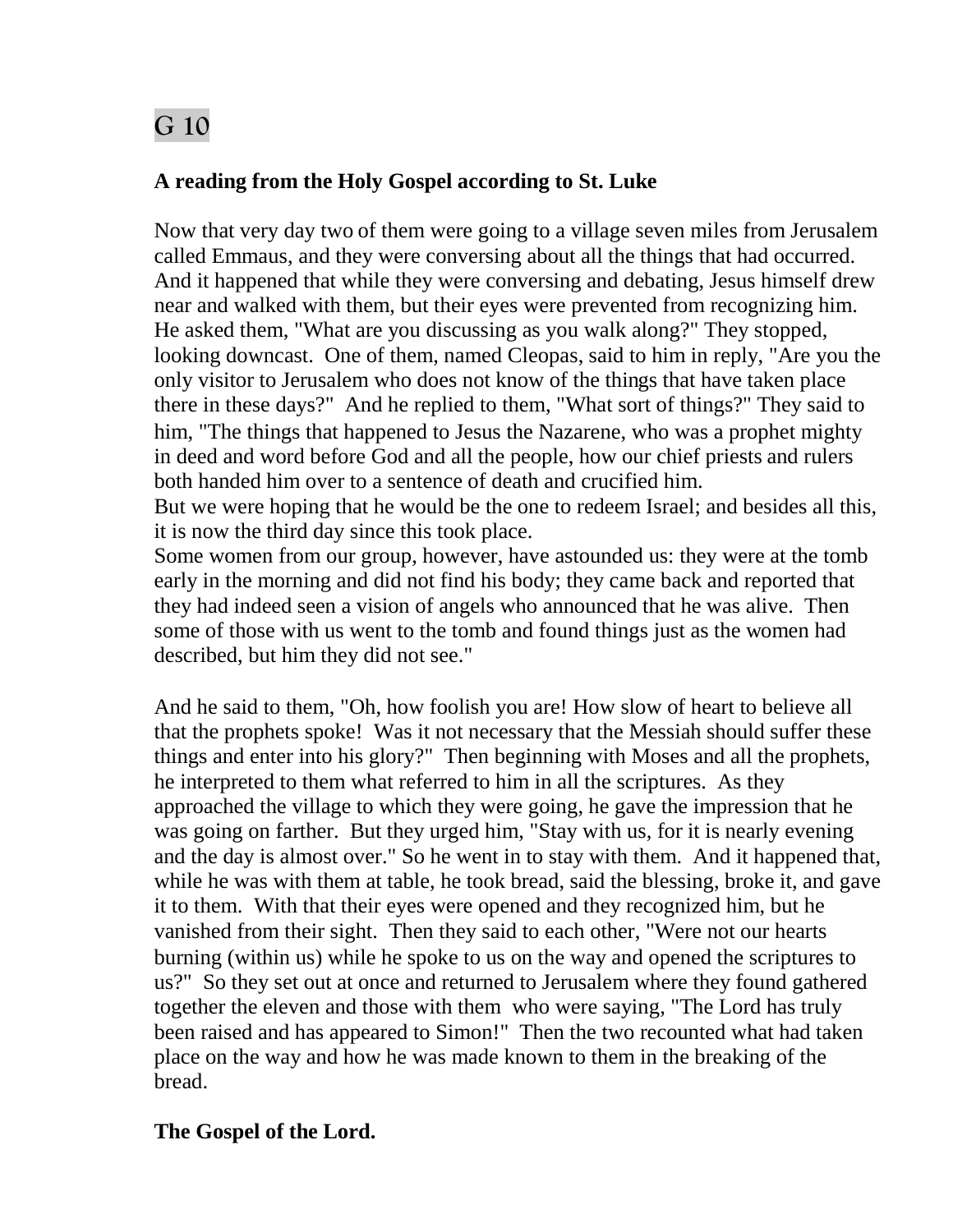# G 10

**A reading from the Holy Gospel according to St. Luke**

Now that very day two of them were going to a village seven miles from Jerusalem called Emmaus, and they were conversing about all the things that had occurred. And it happened that while they were conversing and debating, Jesus himself drew near and walked with them, but their eyes were prevented from recognizing him. He asked them, "What are you discussing as you walk along?" They stopped, looking downcast. One of them, named Cleopas, said to him in reply, "Are you the only visitor to Jerusalem who does not know of the things that have taken place there in these days?" And he replied to them, "What sort of things?" They said to him, "The things that happened to Jesus the Nazarene, who was a prophet mighty in deed and word before God and all the people, how our chief priests and rulers both handed him over to a sentence of death and crucified him.
But we were hoping that he would be the one to redeem Israel; and besides all this, it is now the third day since this took place.
Some women from our group, however, have astounded us: they were at the tomb early in the morning and did not find his body; they came back and reported that they had indeed seen a vision of angels who announced that he was alive. Then some of those with us went to the tomb and found things just as the women had described, but him they did not see."

And he said to them, "Oh, how foolish you are! How slow of heart to believe all that the prophets spoke! Was it not necessary that the Messiah should suffer these things and enter into his glory?" Then beginning with Moses and all the prophets, he interpreted to them what referred to him in all the scriptures. As they approached the village to which they were going, he gave the impression that he was going on farther. But they urged him, "Stay with us, for it is nearly evening and the day is almost over." So he went in to stay with them. And it happened that, while he was with them at table, he took bread, said the blessing, broke it, and gave it to them. With that their eyes were opened and they recognized him, but he vanished from their sight. Then they said to each other, "Were not our hearts burning (within us) while he spoke to us on the way and opened the scriptures to us?" So they set out at once and returned to Jerusalem where they found gathered together the eleven and those with them who were saying, "The Lord has truly been raised and has appeared to Simon!" Then the two recounted what had taken place on the way and how he was made known to them in the breaking of the bread.

**The Gospel of the Lord.**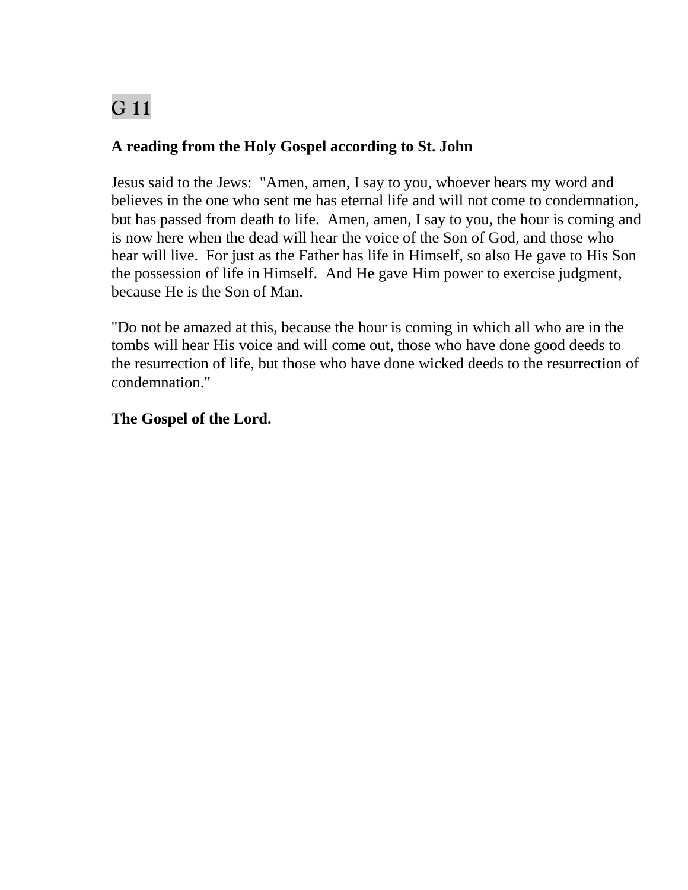# G 11

**A reading from the Holy Gospel according to St. John**

Jesus said to the Jews: "Amen, amen, I say to you, whoever hears my word and believes in the one who sent me has eternal life and will not come to condemnation, but has passed from death to life. Amen, amen, I say to you, the hour is coming and is now here when the dead will hear the voice of the Son of God, and those who hear will live. For just as the Father has life in Himself, so also He gave to His Son the possession of life in Himself. And He gave Him power to exercise judgment, because He is the Son of Man.

"Do not be amazed at this, because the hour is coming in which all who are in the tombs will hear His voice and will come out, those who have done good deeds to the resurrection of life, but those who have done wicked deeds to the resurrection of condemnation."

**The Gospel of the Lord.**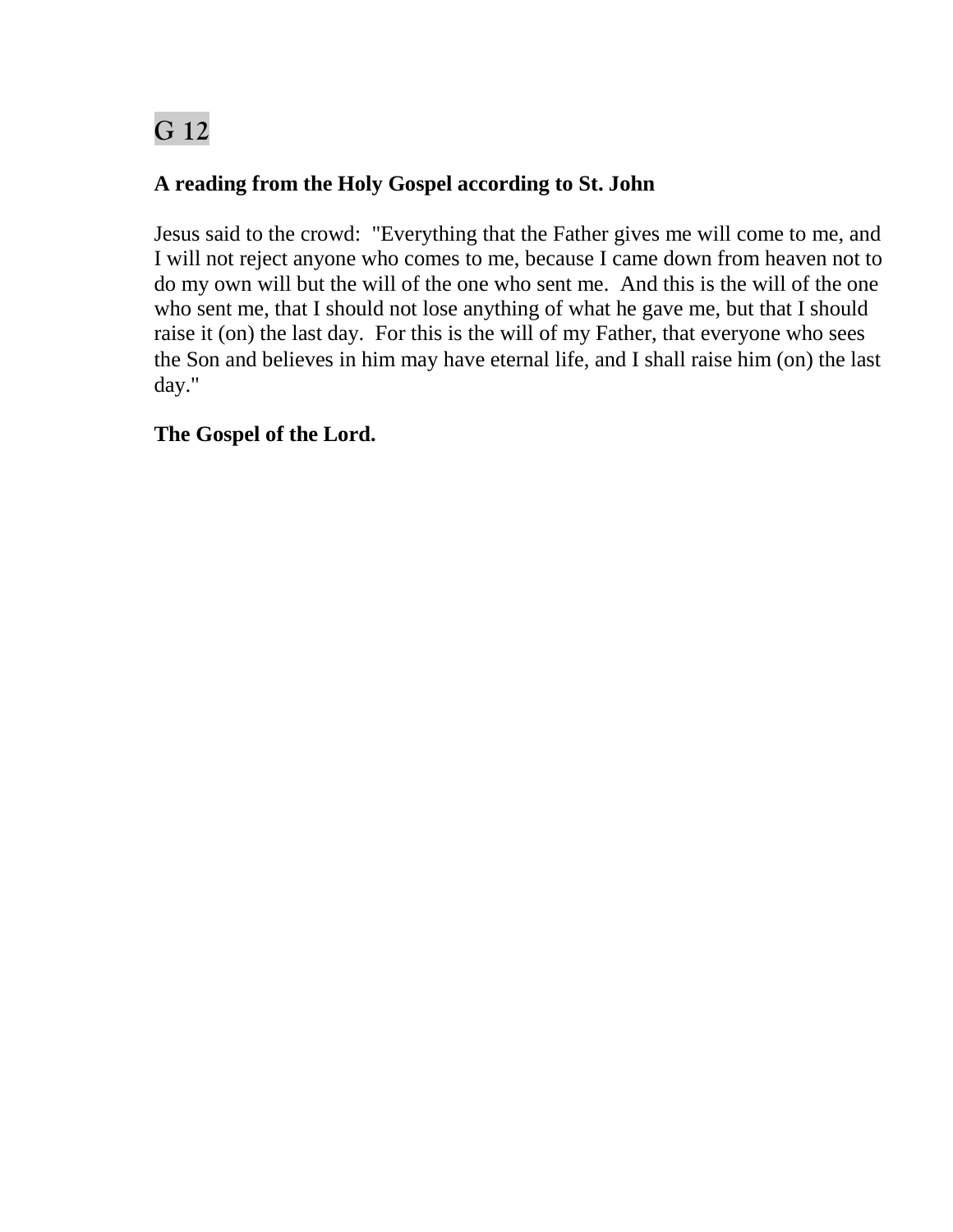# G 12

**A reading from the Holy Gospel according to St. John**

Jesus said to the crowd: "Everything that the Father gives me will come to me, and I will not reject anyone who comes to me, because I came down from heaven not to do my own will but the will of the one who sent me. And this is the will of the one who sent me, that I should not lose anything of what he gave me, but that I should raise it (on) the last day. For this is the will of my Father, that everyone who sees the Son and believes in him may have eternal life, and I shall raise him (on) the last day."

**The Gospel of the Lord.**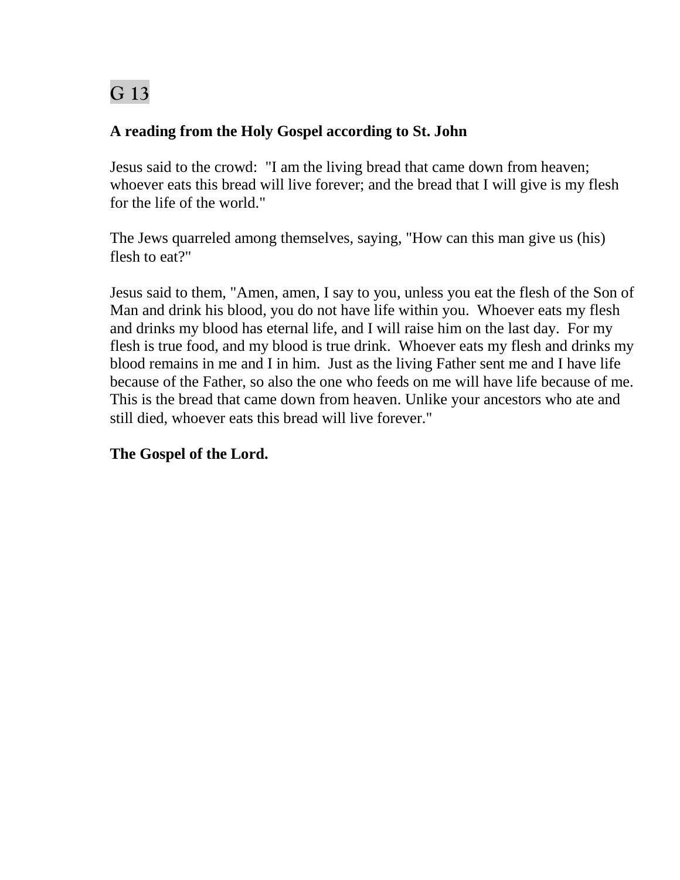# G 13

**A reading from the Holy Gospel according to St. John**

Jesus said to the crowd: "I am the living bread that came down from heaven; whoever eats this bread will live forever; and the bread that I will give is my flesh for the life of the world."

The Jews quarreled among themselves, saying, "How can this man give us (his) flesh to eat?"

Jesus said to them, "Amen, amen, I say to you, unless you eat the flesh of the Son of Man and drink his blood, you do not have life within you. Whoever eats my flesh and drinks my blood has eternal life, and I will raise him on the last day. For my flesh is true food, and my blood is true drink. Whoever eats my flesh and drinks my blood remains in me and I in him. Just as the living Father sent me and I have life because of the Father, so also the one who feeds on me will have life because of me. This is the bread that came down from heaven. Unlike your ancestors who ate and still died, whoever eats this bread will live forever."

**The Gospel of the Lord.**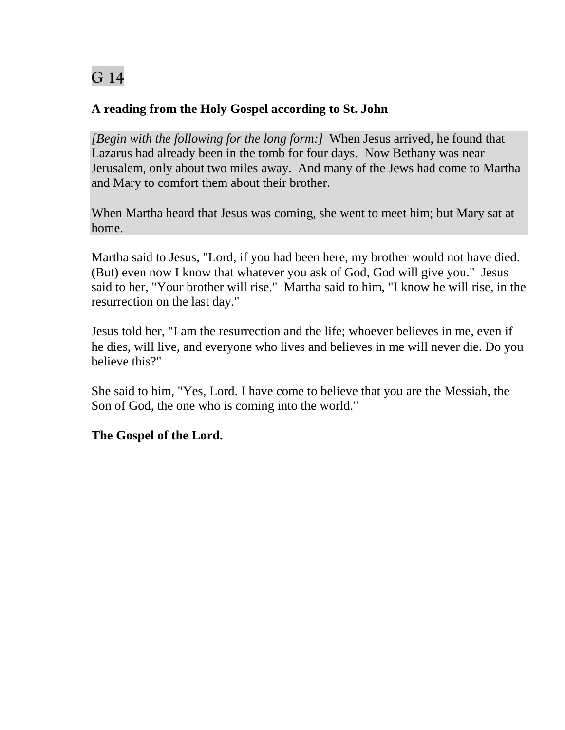# G 14

**A reading from the Holy Gospel according to St. John**

*[Begin with the following for the long form:]* When Jesus arrived, he found that Lazarus had already been in the tomb for four days. Now Bethany was near Jerusalem, only about two miles away. And many of the Jews had come to Martha and Mary to comfort them about their brother.

When Martha heard that Jesus was coming, she went to meet him; but Mary sat at home.

Martha said to Jesus, "Lord, if you had been here, my brother would not have died. (But) even now I know that whatever you ask of God, God will give you." Jesus said to her, "Your brother will rise." Martha said to him, "I know he will rise, in the resurrection on the last day."

Jesus told her, "I am the resurrection and the life; whoever believes in me, even if he dies, will live, and everyone who lives and believes in me will never die. Do you believe this?"

She said to him, "Yes, Lord. I have come to believe that you are the Messiah, the Son of God, the one who is coming into the world."

**The Gospel of the Lord.**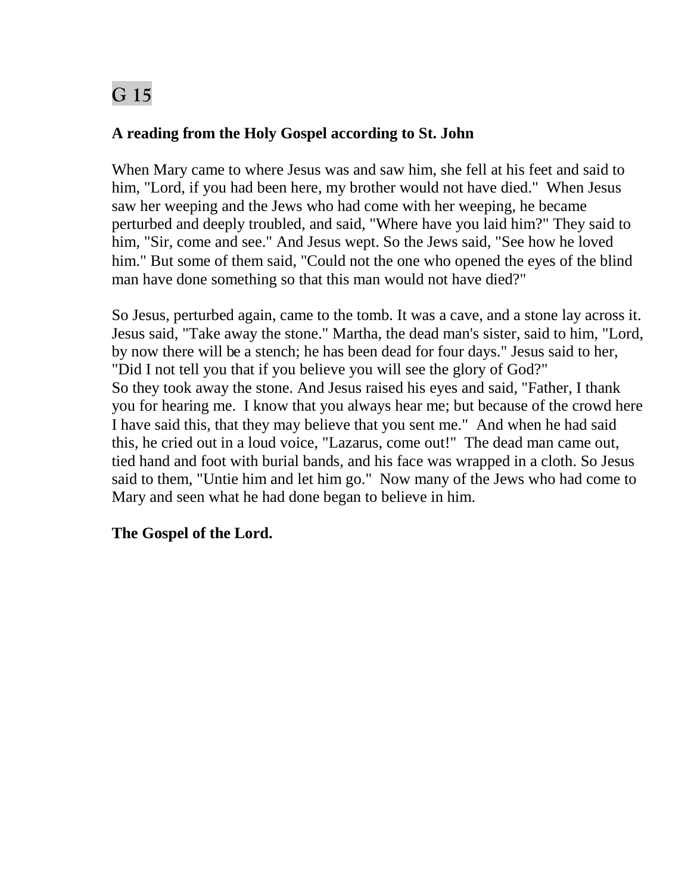# G 15

**A reading from the Holy Gospel according to St. John**

When Mary came to where Jesus was and saw him, she fell at his feet and said to him, "Lord, if you had been here, my brother would not have died." When Jesus saw her weeping and the Jews who had come with her weeping, he became perturbed and deeply troubled, and said, "Where have you laid him?" They said to him, "Sir, come and see." And Jesus wept. So the Jews said, "See how he loved him." But some of them said, "Could not the one who opened the eyes of the blind man have done something so that this man would not have died?"

So Jesus, perturbed again, came to the tomb. It was a cave, and a stone lay across it. Jesus said, "Take away the stone." Martha, the dead man's sister, said to him, "Lord, by now there will be a stench; he has been dead for four days." Jesus said to her, "Did I not tell you that if you believe you will see the glory of God?"
So they took away the stone. And Jesus raised his eyes and said, "Father, I thank you for hearing me. I know that you always hear me; but because of the crowd here I have said this, that they may believe that you sent me." And when he had said this, he cried out in a loud voice, "Lazarus, come out!" The dead man came out, tied hand and foot with burial bands, and his face was wrapped in a cloth. So Jesus said to them, "Untie him and let him go." Now many of the Jews who had come to Mary and seen what he had done began to believe in him.

**The Gospel of the Lord.**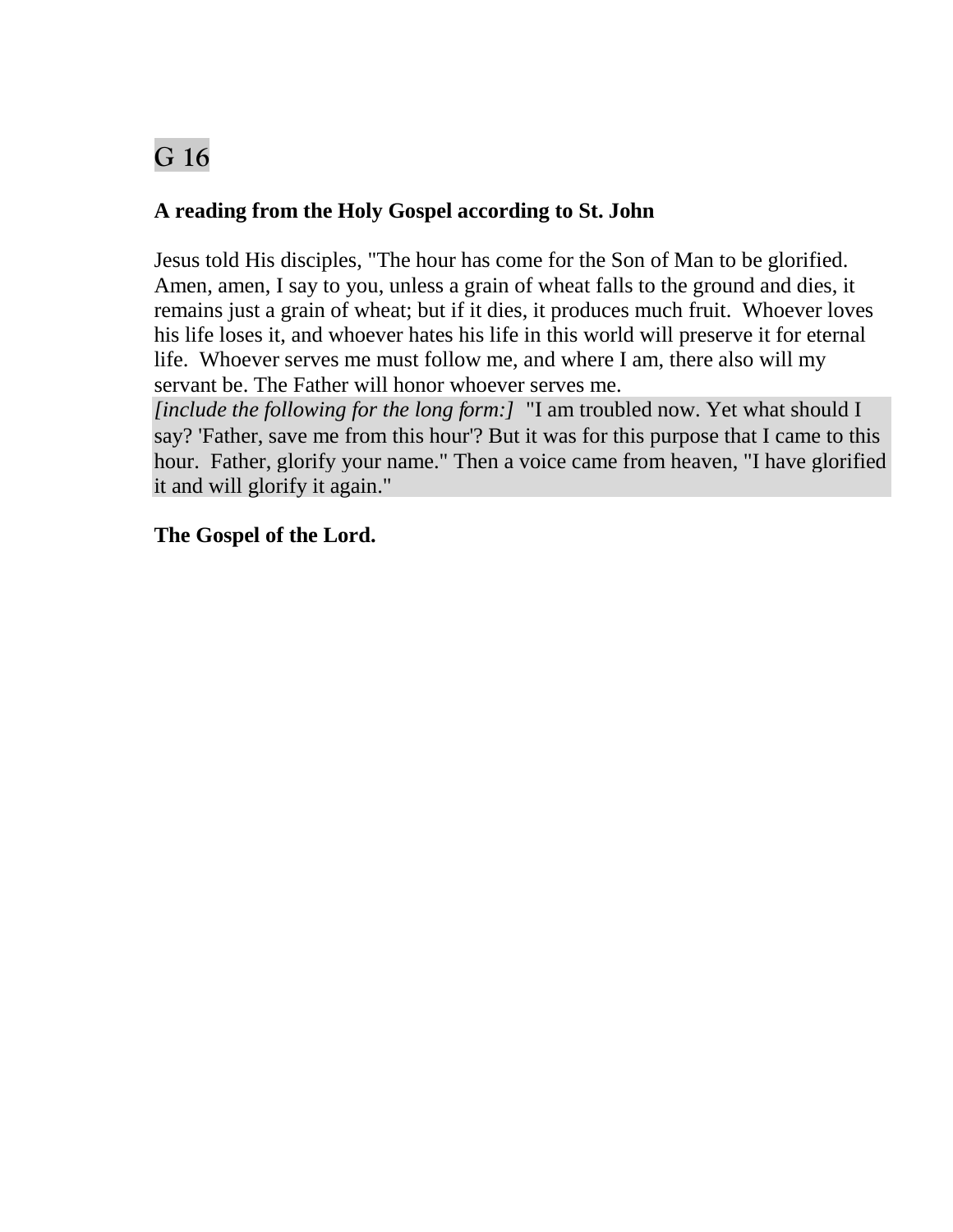# G 16

**A reading from the Holy Gospel according to St. John**

Jesus told His disciples, "The hour has come for the Son of Man to be glorified. Amen, amen, I say to you, unless a grain of wheat falls to the ground and dies, it remains just a grain of wheat; but if it dies, it produces much fruit. Whoever loves his life loses it, and whoever hates his life in this world will preserve it for eternal life. Whoever serves me must follow me, and where I am, there also will my servant be. The Father will honor whoever serves me.
*[include the following for the long form:]* "I am troubled now. Yet what should I say? 'Father, save me from this hour'? But it was for this purpose that I came to this hour. Father, glorify your name." Then a voice came from heaven, "I have glorified it and will glorify it again."

**The Gospel of the Lord.**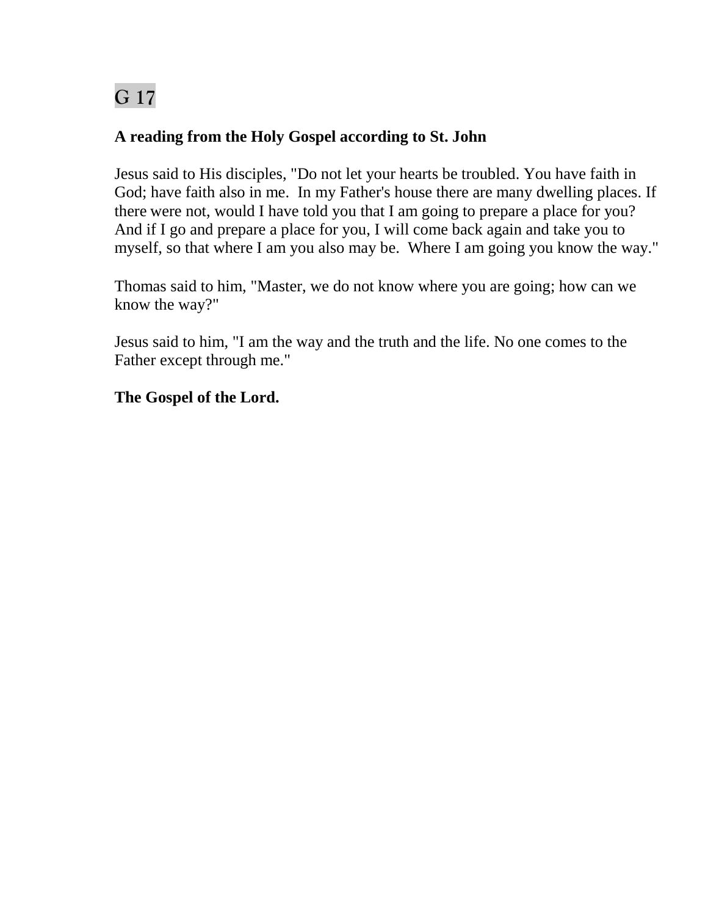# G 17

**A reading from the Holy Gospel according to St. John**

Jesus said to His disciples, "Do not let your hearts be troubled. You have faith in God; have faith also in me. In my Father's house there are many dwelling places. If there were not, would I have told you that I am going to prepare a place for you? And if I go and prepare a place for you, I will come back again and take you to myself, so that where I am you also may be. Where I am going you know the way."

Thomas said to him, "Master, we do not know where you are going; how can we know the way?"

Jesus said to him, "I am the way and the truth and the life. No one comes to the Father except through me."

**The Gospel of the Lord.**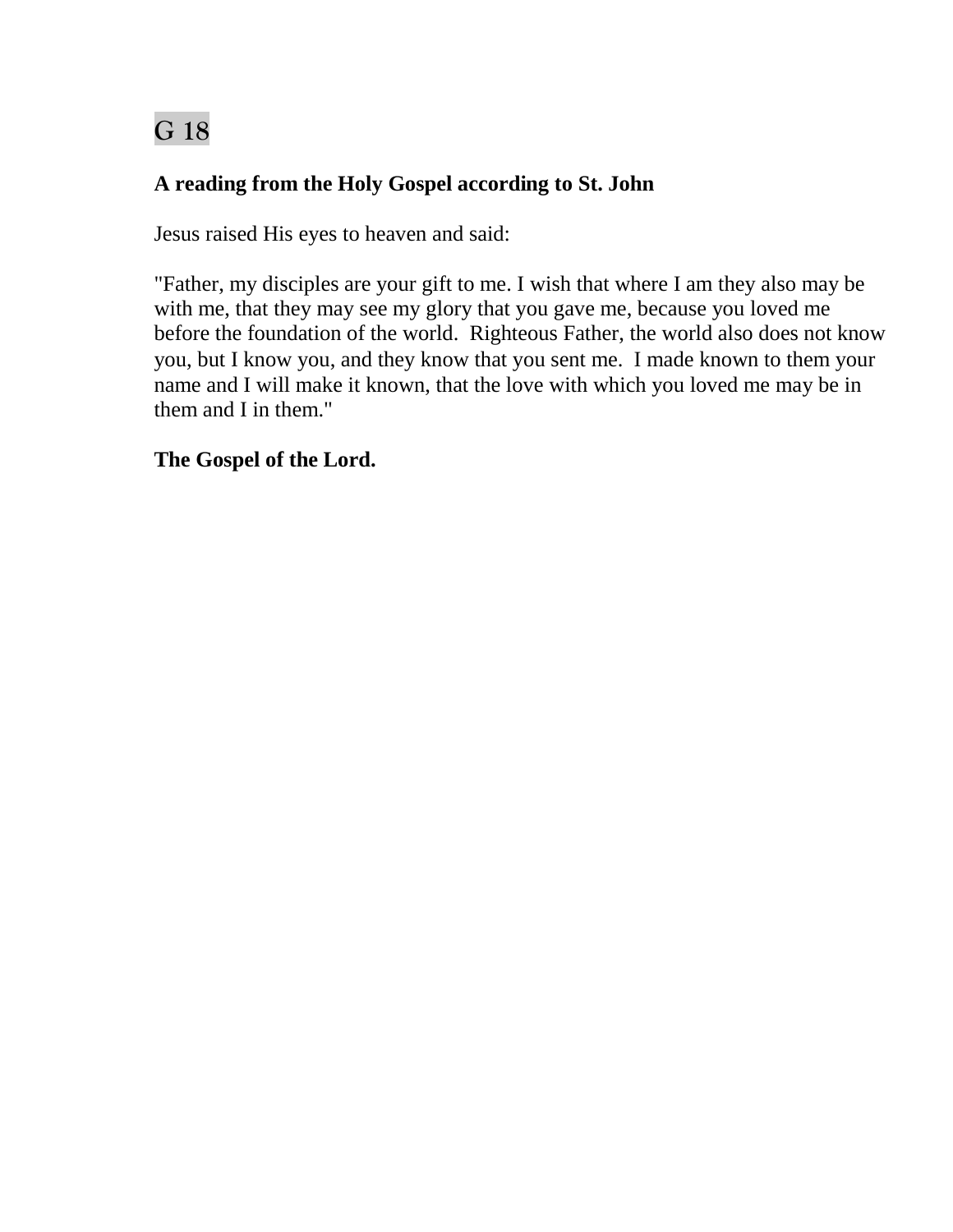# G 18

**A reading from the Holy Gospel according to St. John**

Jesus raised His eyes to heaven and said:

"Father, my disciples are your gift to me. I wish that where I am they also may be with me, that they may see my glory that you gave me, because you loved me before the foundation of the world. Righteous Father, the world also does not know you, but I know you, and they know that you sent me. I made known to them your name and I will make it known, that the love with which you loved me may be in them and I in them."

**The Gospel of the Lord.**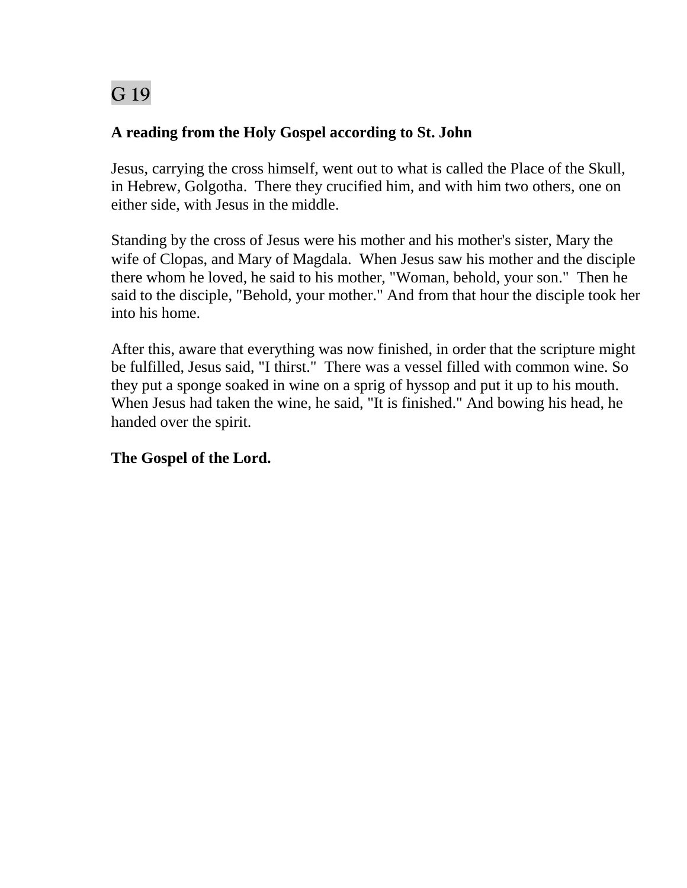G 19

**A reading from the Holy Gospel according to St. John**

Jesus, carrying the cross himself, went out to what is called the Place of the Skull, in Hebrew, Golgotha. There they crucified him, and with him two others, one on either side, with Jesus in the middle.

Standing by the cross of Jesus were his mother and his mother's sister, Mary the wife of Clopas, and Mary of Magdala. When Jesus saw his mother and the disciple there whom he loved, he said to his mother, "Woman, behold, your son." Then he said to the disciple, "Behold, your mother." And from that hour the disciple took her into his home.

After this, aware that everything was now finished, in order that the scripture might be fulfilled, Jesus said, "I thirst." There was a vessel filled with common wine. So they put a sponge soaked in wine on a sprig of hyssop and put it up to his mouth. When Jesus had taken the wine, he said, "It is finished." And bowing his head, he handed over the spirit.

**The Gospel of the Lord.**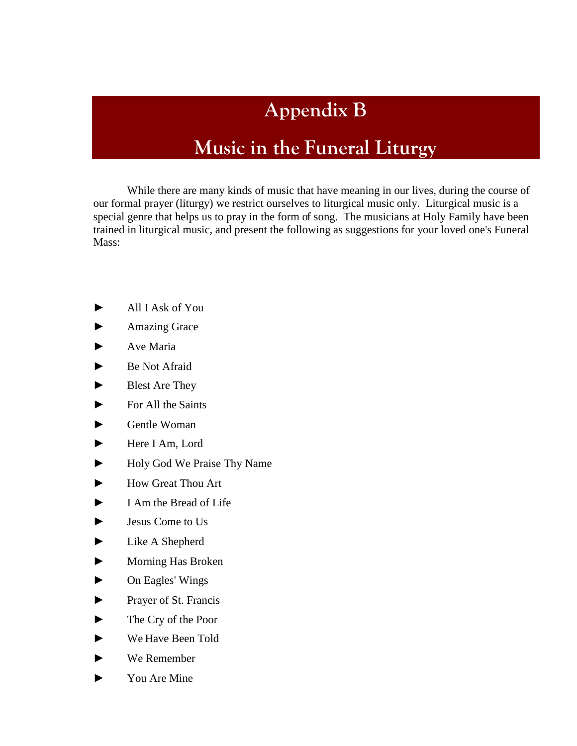# Appendix B

# Music in the Funeral Liturgy

While there are many kinds of music that have meaning in our lives, during the course of our formal prayer (liturgy) we restrict ourselves to liturgical music only. Liturgical music is a special genre that helps us to pray in the form of song. The musicians at Holy Family have been trained in liturgical music, and present the following as suggestions for your loved one's Funeral Mass:

- All I Ask of You
- Amazing Grace
- Ave Maria
- Be Not Afraid
- Blest Are They
- For All the Saints
- Gentle Woman
- Here I Am, Lord
- Holy God We Praise Thy Name
- How Great Thou Art
- I Am the Bread of Life
- Jesus Come to Us
- Like A Shepherd
- Morning Has Broken
- On Eagles' Wings
- Prayer of St. Francis
- The Cry of the Poor
- We Have Been Told
- We Remember
- You Are Mine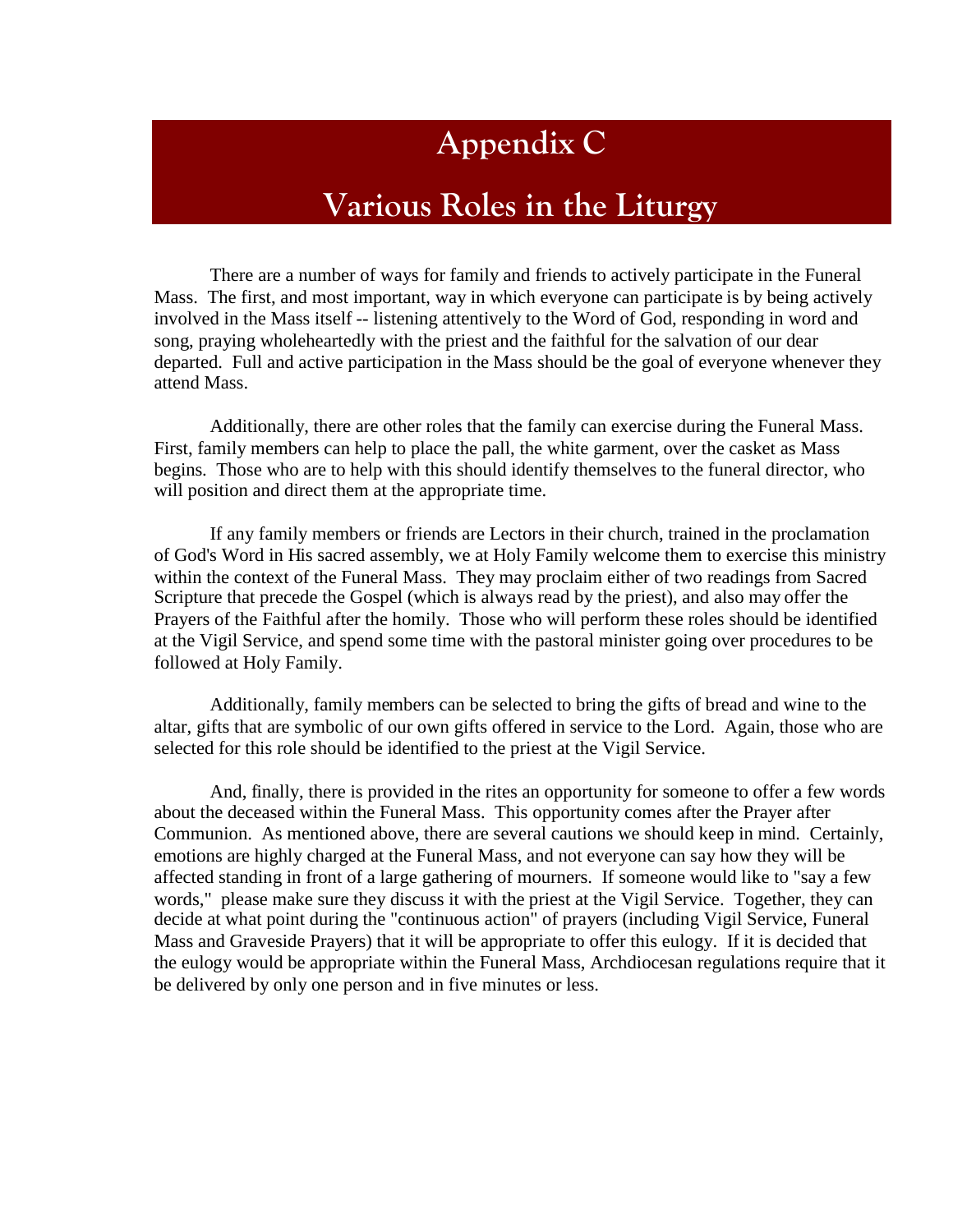# Appendix C

# Various Roles in the Liturgy

There are a number of ways for family and friends to actively participate in the Funeral Mass. The first, and most important, way in which everyone can participate is by being actively involved in the Mass itself -- listening attentively to the Word of God, responding in word and song, praying wholeheartedly with the priest and the faithful for the salvation of our dear departed. Full and active participation in the Mass should be the goal of everyone whenever they attend Mass.

Additionally, there are other roles that the family can exercise during the Funeral Mass. First, family members can help to place the pall, the white garment, over the casket as Mass begins. Those who are to help with this should identify themselves to the funeral director, who will position and direct them at the appropriate time.

If any family members or friends are Lectors in their church, trained in the proclamation of God's Word in His sacred assembly, we at Holy Family welcome them to exercise this ministry within the context of the Funeral Mass. They may proclaim either of two readings from Sacred Scripture that precede the Gospel (which is always read by the priest), and also may offer the Prayers of the Faithful after the homily. Those who will perform these roles should be identified at the Vigil Service, and spend some time with the pastoral minister going over procedures to be followed at Holy Family.

Additionally, family members can be selected to bring the gifts of bread and wine to the altar, gifts that are symbolic of our own gifts offered in service to the Lord. Again, those who are selected for this role should be identified to the priest at the Vigil Service.

And, finally, there is provided in the rites an opportunity for someone to offer a few words about the deceased within the Funeral Mass. This opportunity comes after the Prayer after Communion. As mentioned above, there are several cautions we should keep in mind. Certainly, emotions are highly charged at the Funeral Mass, and not everyone can say how they will be affected standing in front of a large gathering of mourners. If someone would like to "say a few words," please make sure they discuss it with the priest at the Vigil Service. Together, they can decide at what point during the "continuous action" of prayers (including Vigil Service, Funeral Mass and Graveside Prayers) that it will be appropriate to offer this eulogy. If it is decided that the eulogy would be appropriate within the Funeral Mass, Archdiocesan regulations require that it be delivered by only one person and in five minutes or less.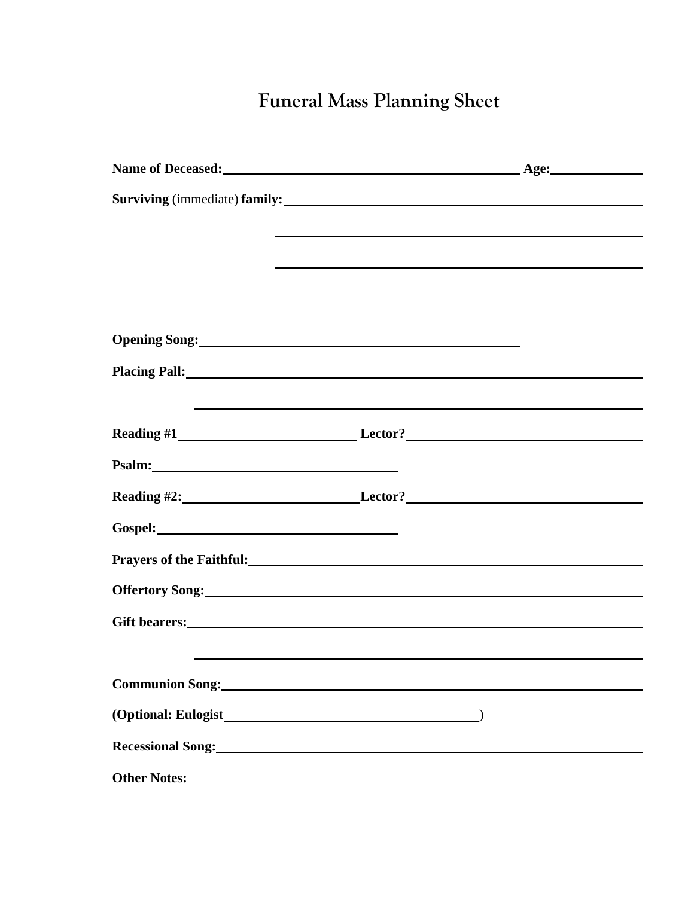# Funeral Mass Planning Sheet

**Name of Deceased:** ______________________________ **Age:** __________

**Surviving** (immediate) **family:** ______________________________

______________________________

______________________________

**Opening Song:** ______________________________

**Placing Pall:** ______________________________

______________________________

**Reading #1** ____________________ **Lector?** ____________________

**Psalm:** ______________________________

**Reading #2:** ____________________ **Lector?** ____________________

**Gospel:** ______________________________

**Prayers of the Faithful:** ______________________________

**Offertory Song:** ______________________________

**Gift bearers:** ______________________________

______________________________

**Communion Song:** ______________________________

**(Optional: Eulogist** ______________________________)

**Recessional Song:** ______________________________

**Other Notes:**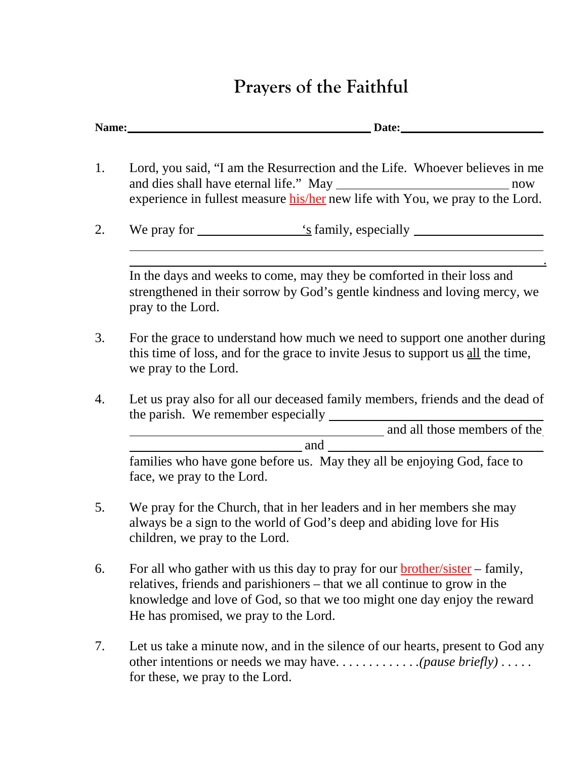# Prayers of the Faithful

**Name:**\_\_\_\_\_\_\_\_\_\_\_\_\_\_\_\_\_\_\_\_\_\_\_\_\_\_\_\_\_\_\_\_\_\_\_\_\_\_\_\_ **Date:**\_\_\_\_\_\_\_\_\_\_\_\_\_\_\_\_\_\_\_\_\_\_\_

1. Lord, you said, "I am the Resurrection and the Life. Whoever believes in me and dies shall have eternal life." May \_\_\_\_\_\_\_\_\_\_\_\_\_\_\_\_\_\_\_\_\_\_\_\_\_\_\_\_ now experience in fullest measure his/her new life with You, we pray to the Lord.

2. We pray for \_\_\_\_\_\_\_\_\_\_\_\_\_\_\_\_'s family, especially \_\_\_\_\_\_\_\_\_\_\_\_\_\_\_\_\_\_\_\_\_\_\_\_
\_\_\_\_\_\_\_\_\_\_\_\_\_\_\_\_\_\_\_\_\_\_\_\_\_\_\_\_\_\_\_\_\_\_\_\_\_\_\_\_\_\_\_\_\_\_\_\_\_\_\_\_\_\_\_\_\_\_\_\_\_\_\_\_\_\_
\_\_\_\_\_\_\_\_\_\_\_\_\_\_\_\_\_\_\_\_\_\_\_\_\_\_\_\_\_\_\_\_\_\_\_\_\_\_\_\_\_\_\_\_\_\_\_\_\_\_\_\_\_\_\_\_\_\_\_\_\_\_\_\_\_\_.
In the days and weeks to come, may they be comforted in their loss and strengthened in their sorrow by God's gentle kindness and loving mercy, we pray to the Lord.

3. For the grace to understand how much we need to support one another during this time of loss, and for the grace to invite Jesus to support us all the time, we pray to the Lord.

4. Let us pray also for all our deceased family members, friends and the dead of the parish. We remember especially \_\_\_\_\_\_\_\_\_\_\_\_\_\_\_\_\_\_\_\_\_\_\_\_\_\_\_\_\_\_\_\_\_\_\_\_\_
\_\_\_\_\_\_\_\_\_\_\_\_\_\_\_\_\_\_\_\_\_\_\_\_\_\_\_\_\_\_\_\_\_\_\_\_\_\_\_\_\_\_ and all those members of the
\_\_\_\_\_\_\_\_\_\_\_\_\_\_\_\_\_\_\_\_\_\_\_\_\_\_\_\_ and \_\_\_\_\_\_\_\_\_\_\_\_\_\_\_\_\_\_\_\_\_\_\_\_\_\_\_\_\_\_\_\_\_\_\_\_\_\_\_
families who have gone before us. May they all be enjoying God, face to face, we pray to the Lord.

5. We pray for the Church, that in her leaders and in her members she may always be a sign to the world of God's deep and abiding love for His children, we pray to the Lord.

6. For all who gather with us this day to pray for our brother/sister – family, relatives, friends and parishioners – that we all continue to grow in the knowledge and love of God, so that we too might one day enjoy the reward He has promised, we pray to the Lord.

7. Let us take a minute now, and in the silence of our hearts, present to God any other intentions or needs we may have. . . . . . . . . . . . .*(pause briefly)* . . . . . for these, we pray to the Lord.